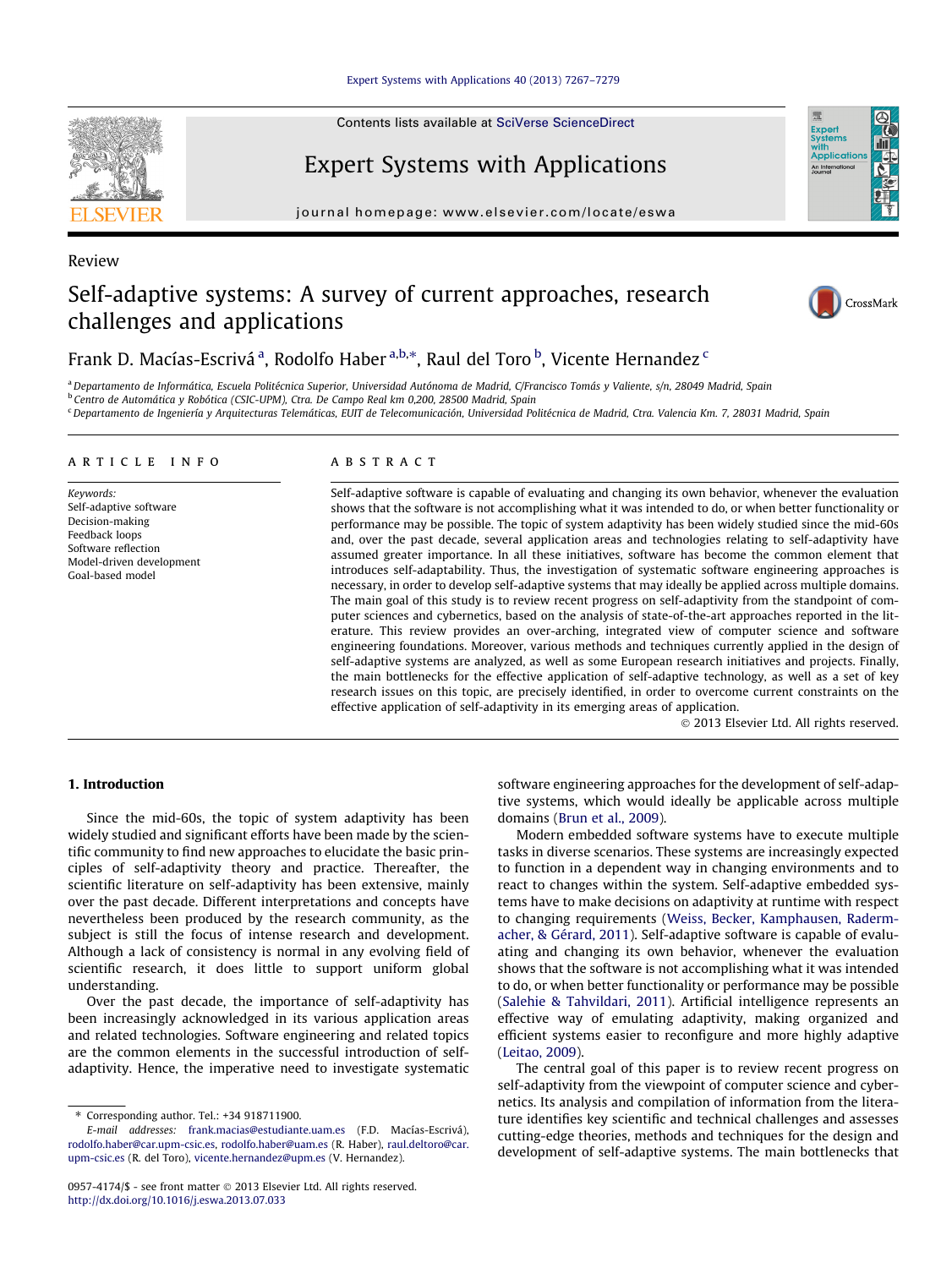Review

# Self-adaptive systems: A survey of current approaches, research challenges and applications

Frank D. Macías-Escrivá [a], Rodolfo Haber [a,b,*], Raul del Toro [b], Vicente Hernandez [c]

[a] Departamento de Informática, Escuela Politécnica Superior, Universidad Autónoma de Madrid, C/Francisco Tomás y Valiente, s/n, 28049 Madrid, Spain

[b] Centro de Automática y Robótica (CSIC-UPM), Ctra. De Campo Real km 0,200, 28500 Madrid, Spain

[c] Departamento de Ingeniería y Arquitecturas Telemáticas, EUIT de Telecomunicación, Universidad Politécnica de Madrid, Ctra. Valencia Km. 7, 28031 Madrid, Spain

## ARTICLE INFO

*Keywords:*
Self-adaptive software
Decision-making
Feedback loops
Software reflection
Model-driven development
Goal-based model

## ABSTRACT

Self-adaptive software is capable of evaluating and changing its own behavior, whenever the evaluation shows that the software is not accomplishing what it was intended to do, or when better functionality or performance may be possible. The topic of system adaptivity has been widely studied since the mid-60s and, over the past decade, several application areas and technologies relating to self-adaptivity have assumed greater importance. In all these initiatives, software has become the common element that introduces self-adaptability. Thus, the investigation of systematic software engineering approaches is necessary, in order to develop self-adaptive systems that may ideally be applied across multiple domains. The main goal of this study is to review recent progress on self-adaptivity from the standpoint of computer sciences and cybernetics, based on the analysis of state-of-the-art approaches reported in the literature. This review provides an over-arching, integrated view of computer science and software engineering foundations. Moreover, various methods and techniques currently applied in the design of self-adaptive systems are analyzed, as well as some European research initiatives and projects. Finally, the main bottlenecks for the effective application of self-adaptive technology, as well as a set of key research issues on this topic, are precisely identified, in order to overcome current constraints on the effective application of self-adaptivity in its emerging areas of application.

© 2013 Elsevier Ltd. All rights reserved.

## 1. Introduction

Since the mid-60s, the topic of system adaptivity has been widely studied and significant efforts have been made by the scientific community to find new approaches to elucidate the basic principles of self-adaptivity theory and practice. Thereafter, the scientific literature on self-adaptivity has been extensive, mainly over the past decade. Different interpretations and concepts have nevertheless been produced by the research community, as the subject is still the focus of intense research and development. Although a lack of consistency is normal in any evolving field of scientific research, it does little to support uniform global understanding.

Over the past decade, the importance of self-adaptivity has been increasingly acknowledged in its various application areas and related technologies. Software engineering and related topics are the common elements in the successful introduction of self-adaptivity. Hence, the imperative need to investigate systematic software engineering approaches for the development of self-adaptive systems, which would ideally be applicable across multiple domains (Brun et al., 2009).

Modern embedded software systems have to execute multiple tasks in diverse scenarios. These systems are increasingly expected to function in a dependent way in changing environments and to react to changes within the system. Self-adaptive embedded systems have to make decisions on adaptivity at runtime with respect to changing requirements (Weiss, Becker, Kamphausen, Radermacher, & Gérard, 2011). Self-adaptive software is capable of evaluating and changing its own behavior, whenever the evaluation shows that the software is not accomplishing what it was intended to do, or when better functionality or performance may be possible (Salehie & Tahvildari, 2011). Artificial intelligence represents an effective way of emulating adaptivity, making organized and efficient systems easier to reconfigure and more highly adaptive (Leitao, 2009).

The central goal of this paper is to review recent progress on self-adaptivity from the viewpoint of computer science and cybernetics. Its analysis and compilation of information from the literature identifies key scientific and technical challenges and assesses cutting-edge theories, methods and techniques for the design and development of self-adaptive systems. The main bottlenecks that

---

* Corresponding author. Tel.: +34 918711900.
*E-mail addresses:* frank.macias@estudiante.uam.es (F.D. Macías-Escrivá), rodolfo.haber@car.upm-csic.es, rodolfo.haber@uam.es (R. Haber), raul.deltoro@car.upm-csic.es (R. del Toro), vicente.hernandez@upm.es (V. Hernandez).

0957-4174/$ - see front matter © 2013 Elsevier Ltd. All rights reserved.
http://dx.doi.org/10.1016/j.eswa.2013.07.033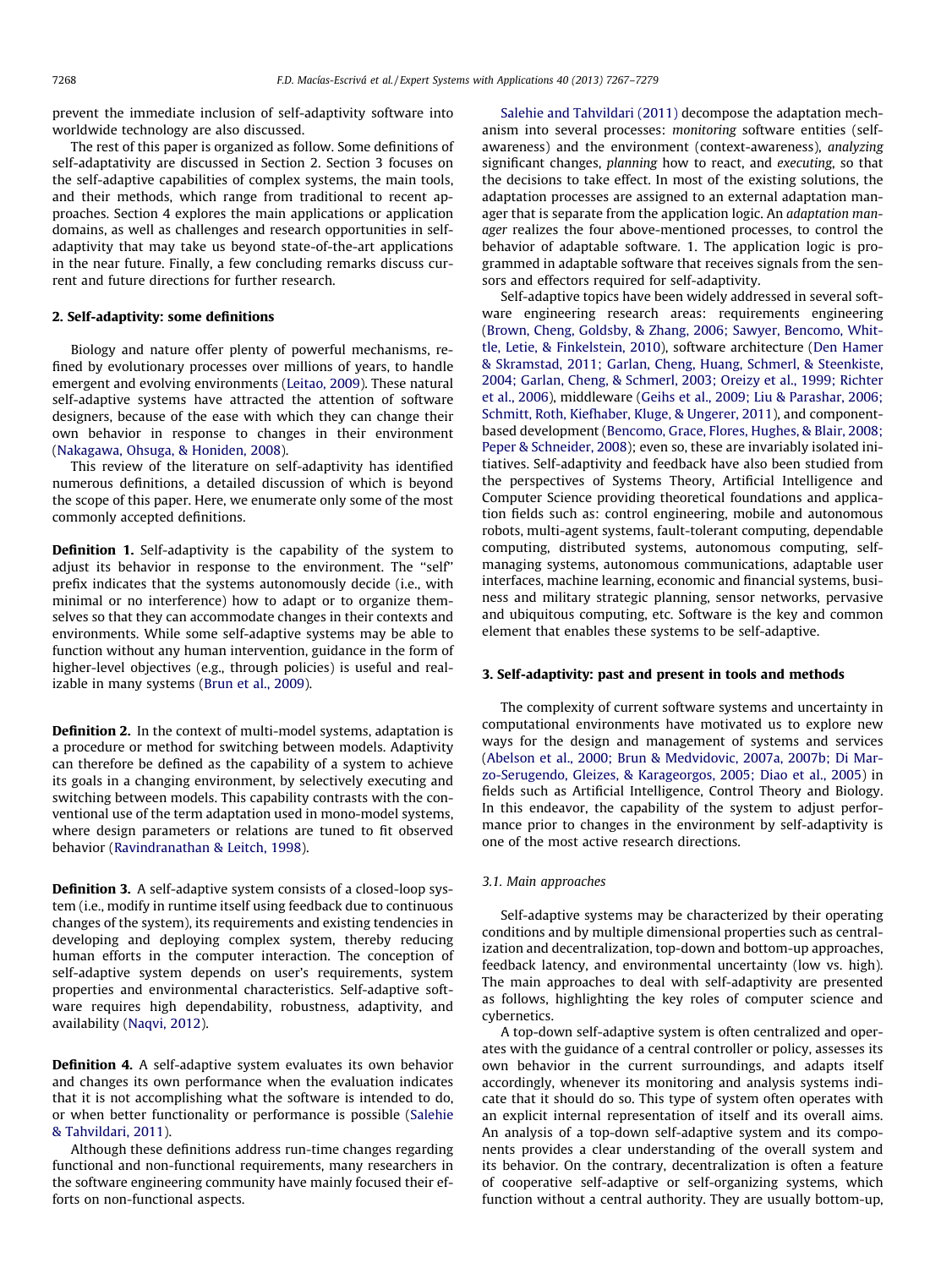prevent the immediate inclusion of self-adaptivity software into worldwide technology are also discussed.

The rest of this paper is organized as follow. Some definitions of self-adaptativity are discussed in Section 2. Section 3 focuses on the self-adaptive capabilities of complex systems, the main tools, and their methods, which range from traditional to recent approaches. Section 4 explores the main applications or application domains, as well as challenges and research opportunities in self-adaptivity that may take us beyond state-of-the-art applications in the near future. Finally, a few concluding remarks discuss current and future directions for further research.

## 2. Self-adaptivity: some definitions

Biology and nature offer plenty of powerful mechanisms, refined by evolutionary processes over millions of years, to handle emergent and evolving environments (Leitao, 2009). These natural self-adaptive systems have attracted the attention of software designers, because of the ease with which they can change their own behavior in response to changes in their environment (Nakagawa, Ohsuga, & Honiden, 2008).

This review of the literature on self-adaptivity has identified numerous definitions, a detailed discussion of which is beyond the scope of this paper. Here, we enumerate only some of the most commonly accepted definitions.

**Definition 1.** Self-adaptivity is the capability of the system to adjust its behavior in response to the environment. The "self" prefix indicates that the systems autonomously decide (i.e., with minimal or no interference) how to adapt or to organize themselves so that they can accommodate changes in their contexts and environments. While some self-adaptive systems may be able to function without any human intervention, guidance in the form of higher-level objectives (e.g., through policies) is useful and realizable in many systems (Brun et al., 2009).

**Definition 2.** In the context of multi-model systems, adaptation is a procedure or method for switching between models. Adaptivity can therefore be defined as the capability of a system to achieve its goals in a changing environment, by selectively executing and switching between models. This capability contrasts with the conventional use of the term adaptation used in mono-model systems, where design parameters or relations are tuned to fit observed behavior (Ravindranathan & Leitch, 1998).

**Definition 3.** A self-adaptive system consists of a closed-loop system (i.e., modify in runtime itself using feedback due to continuous changes of the system), its requirements and existing tendencies in developing and deploying complex system, thereby reducing human efforts in the computer interaction. The conception of self-adaptive system depends on user's requirements, system properties and environmental characteristics. Self-adaptive software requires high dependability, robustness, adaptivity, and availability (Naqvi, 2012).

**Definition 4.** A self-adaptive system evaluates its own behavior and changes its own performance when the evaluation indicates that it is not accomplishing what the software is intended to do, or when better functionality or performance is possible (Salehie & Tahvildari, 2011).

Although these definitions address run-time changes regarding functional and non-functional requirements, many researchers in the software engineering community have mainly focused their efforts on non-functional aspects.

Salehie and Tahvildari (2011) decompose the adaptation mechanism into several processes: *monitoring* software entities (self-awareness) and the environment (context-awareness), *analyzing* significant changes, *planning* how to react, and *executing*, so that the decisions to take effect. In most of the existing solutions, the adaptation processes are assigned to an external adaptation manager that is separate from the application logic. An *adaptation manager* realizes the four above-mentioned processes, to control the behavior of adaptable software. 1. The application logic is programmed in adaptable software that receives signals from the sensors and effectors required for self-adaptivity.

Self-adaptive topics have been widely addressed in several software engineering research areas: requirements engineering (Brown, Cheng, Goldsby, & Zhang, 2006; Sawyer, Bencomo, Whittle, Letie, & Finkelstein, 2010), software architecture (Den Hamer & Skramstad, 2011; Garlan, Cheng, Huang, Schmerl, & Steenkiste, 2004; Garlan, Cheng, & Schmerl, 2003; Oreizy et al., 1999; Richter et al., 2006), middleware (Geihs et al., 2009; Liu & Parashar, 2006; Schmitt, Roth, Kiefhaber, Kluge, & Ungerer, 2011), and component-based development (Bencomo, Grace, Flores, Hughes, & Blair, 2008; Peper & Schneider, 2008); even so, these are invariably isolated initiatives. Self-adaptivity and feedback have also been studied from the perspectives of Systems Theory, Artificial Intelligence and Computer Science providing theoretical foundations and application fields such as: control engineering, mobile and autonomous robots, multi-agent systems, fault-tolerant computing, dependable computing, distributed systems, autonomous computing, self-managing systems, autonomous communications, adaptable user interfaces, machine learning, economic and financial systems, business and military strategic planning, sensor networks, pervasive and ubiquitous computing, etc. Software is the key and common element that enables these systems to be self-adaptive.

## 3. Self-adaptivity: past and present in tools and methods

The complexity of current software systems and uncertainty in computational environments have motivated us to explore new ways for the design and management of systems and services (Abelson et al., 2000; Brun & Medvidovic, 2007a, 2007b; Di Marzo-Serugendo, Gleizes, & Karageorgos, 2005; Diao et al., 2005) in fields such as Artificial Intelligence, Control Theory and Biology. In this endeavor, the capability of the system to adjust performance prior to changes in the environment by self-adaptivity is one of the most active research directions.

### 3.1. Main approaches

Self-adaptive systems may be characterized by their operating conditions and by multiple dimensional properties such as centralization and decentralization, top-down and bottom-up approaches, feedback latency, and environmental uncertainty (low vs. high). The main approaches to deal with self-adaptivity are presented as follows, highlighting the key roles of computer science and cybernetics.

A top-down self-adaptive system is often centralized and operates with the guidance of a central controller or policy, assesses its own behavior in the current surroundings, and adapts itself accordingly, whenever its monitoring and analysis systems indicate that it should do so. This type of system often operates with an explicit internal representation of itself and its overall aims. An analysis of a top-down self-adaptive system and its components provides a clear understanding of the overall system and its behavior. On the contrary, decentralization is often a feature of cooperative self-adaptive or self-organizing systems, which function without a central authority. They are usually bottom-up,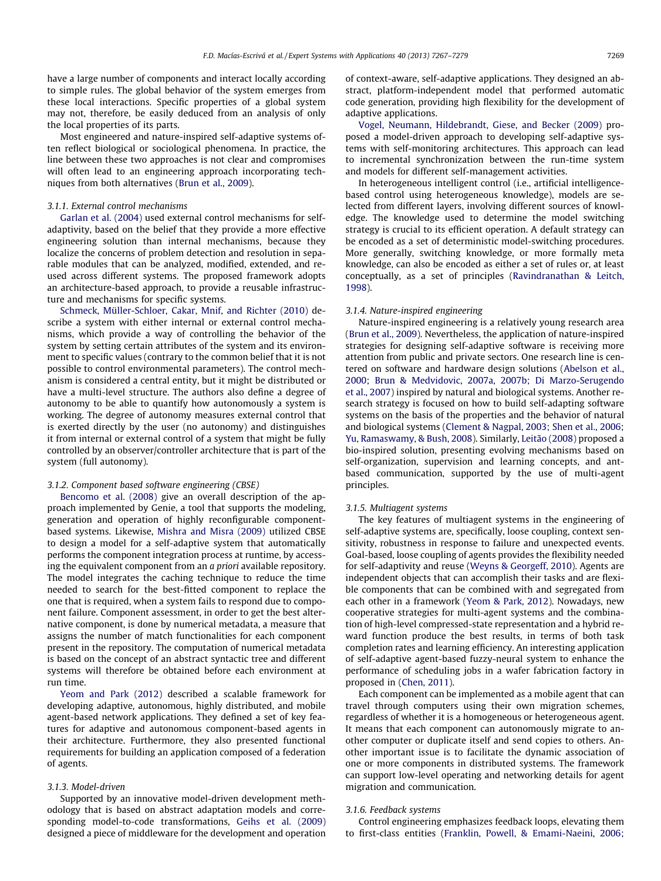have a large number of components and interact locally according to simple rules. The global behavior of the system emerges from these local interactions. Specific properties of a global system may not, therefore, be easily deduced from an analysis of only the local properties of its parts.

Most engineered and nature-inspired self-adaptive systems often reflect biological or sociological phenomena. In practice, the line between these two approaches is not clear and compromises will often lead to an engineering approach incorporating techniques from both alternatives (Brun et al., 2009).

### 3.1.1. External control mechanisms

Garlan et al. (2004) used external control mechanisms for self-adaptivity, based on the belief that they provide a more effective engineering solution than internal mechanisms, because they localize the concerns of problem detection and resolution in separable modules that can be analyzed, modified, extended, and reused across different systems. The proposed framework adopts an architecture-based approach, to provide a reusable infrastructure and mechanisms for specific systems.

Schmeck, Müller-Schloer, Cakar, Mnif, and Richter (2010) describe a system with either internal or external control mechanisms, which provide a way of controlling the behavior of the system by setting certain attributes of the system and its environment to specific values (contrary to the common belief that it is not possible to control environmental parameters). The control mechanism is considered a central entity, but it might be distributed or have a multi-level structure. The authors also define a degree of autonomy to be able to quantify how autonomously a system is working. The degree of autonomy measures external control that is exerted directly by the user (no autonomy) and distinguishes it from internal or external control of a system that might be fully controlled by an observer/controller architecture that is part of the system (full autonomy).

### 3.1.2. Component based software engineering (CBSE)

Bencomo et al. (2008) give an overall description of the approach implemented by Genie, a tool that supports the modeling, generation and operation of highly reconfigurable component-based systems. Likewise, Mishra and Misra (2009) utilized CBSE to design a model for a self-adaptive system that automatically performs the component integration process at runtime, by accessing the equivalent component from an *a priori* available repository. The model integrates the caching technique to reduce the time needed to search for the best-fitted component to replace the one that is required, when a system fails to respond due to component failure. Component assessment, in order to get the best alternative component, is done by numerical metadata, a measure that assigns the number of match functionalities for each component present in the repository. The computation of numerical metadata is based on the concept of an abstract syntactic tree and different systems will therefore be obtained before each environment at run time.

Yeom and Park (2012) described a scalable framework for developing adaptive, autonomous, highly distributed, and mobile agent-based network applications. They defined a set of key features for adaptive and autonomous component-based agents in their architecture. Furthermore, they also presented functional requirements for building an application composed of a federation of agents.

### 3.1.3. Model-driven

Supported by an innovative model-driven development methodology that is based on abstract adaptation models and corresponding model-to-code transformations, Geihs et al. (2009) designed a piece of middleware for the development and operation of context-aware, self-adaptive applications. They designed an abstract, platform-independent model that performed automatic code generation, providing high flexibility for the development of adaptive applications.

Vogel, Neumann, Hildebrandt, Giese, and Becker (2009) proposed a model-driven approach to developing self-adaptive systems with self-monitoring architectures. This approach can lead to incremental synchronization between the run-time system and models for different self-management activities.

In heterogeneous intelligent control (i.e., artificial intelligence-based control using heterogeneous knowledge), models are selected from different layers, involving different sources of knowledge. The knowledge used to determine the model switching strategy is crucial to its efficient operation. A default strategy can be encoded as a set of deterministic model-switching procedures. More generally, switching knowledge, or more formally meta knowledge, can also be encoded as either a set of rules or, at least conceptually, as a set of principles (Ravindranathan & Leitch, 1998).

### 3.1.4. Nature-inspired engineering

Nature-inspired engineering is a relatively young research area (Brun et al., 2009). Nevertheless, the application of nature-inspired strategies for designing self-adaptive software is receiving more attention from public and private sectors. One research line is centered on software and hardware design solutions (Abelson et al., 2000; Brun & Medvidovic, 2007a, 2007b; Di Marzo-Serugendo et al., 2007) inspired by natural and biological systems. Another research strategy is focused on how to build self-adapting software systems on the basis of the properties and the behavior of natural and biological systems (Clement & Nagpal, 2003; Shen et al., 2006; Yu, Ramaswamy, & Bush, 2008). Similarly, Leitão (2008) proposed a bio-inspired solution, presenting evolving mechanisms based on self-organization, supervision and learning concepts, and ant-based communication, supported by the use of multi-agent principles.

### 3.1.5. Multiagent systems

The key features of multiagent systems in the engineering of self-adaptive systems are, specifically, loose coupling, context sensitivity, robustness in response to failure and unexpected events. Goal-based, loose coupling of agents provides the flexibility needed for self-adaptivity and reuse (Weyns & Georgeff, 2010). Agents are independent objects that can accomplish their tasks and are flexible components that can be combined with and segregated from each other in a framework (Yeom & Park, 2012). Nowadays, new cooperative strategies for multi-agent systems and the combination of high-level compressed-state representation and a hybrid reward function produce the best results, in terms of both task completion rates and learning efficiency. An interesting application of self-adaptive agent-based fuzzy-neural system to enhance the performance of scheduling jobs in a wafer fabrication factory in proposed in (Chen, 2011).

Each component can be implemented as a mobile agent that can travel through computers using their own migration schemes, regardless of whether it is a homogeneous or heterogeneous agent. It means that each component can autonomously migrate to another computer or duplicate itself and send copies to others. Another important issue is to facilitate the dynamic association of one or more components in distributed systems. The framework can support low-level operating and networking details for agent migration and communication.

### 3.1.6. Feedback systems

Control engineering emphasizes feedback loops, elevating them to first-class entities (Franklin, Powell, & Emami-Naeini, 2006;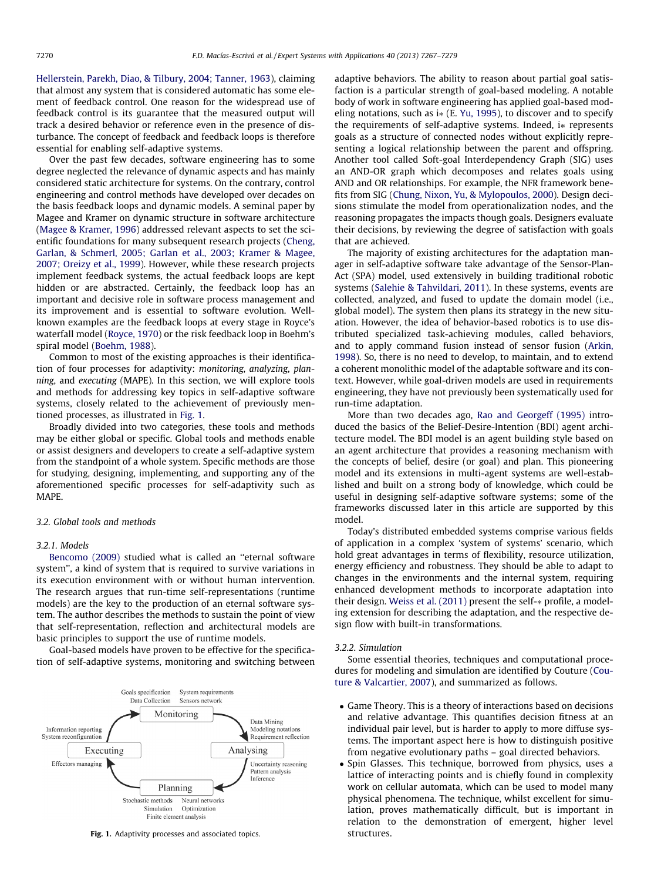Hellerstein, Parekh, Diao, & Tilbury, 2004; Tanner, 1963), claiming that almost any system that is considered automatic has some element of feedback control. One reason for the widespread use of feedback control is its guarantee that the measured output will track a desired behavior or reference even in the presence of disturbance. The concept of feedback and feedback loops is therefore essential for enabling self-adaptive systems.

Over the past few decades, software engineering has to some degree neglected the relevance of dynamic aspects and has mainly considered static architecture for systems. On the contrary, control engineering and control methods have developed over decades on the basis feedback loops and dynamic models. A seminal paper by Magee and Kramer on dynamic structure in software architecture (Magee & Kramer, 1996) addressed relevant aspects to set the scientific foundations for many subsequent research projects (Cheng, Garlan, & Schmerl, 2005; Garlan et al., 2003; Kramer & Magee, 2007; Oreizy et al., 1999). However, while these research projects implement feedback systems, the actual feedback loops are kept hidden or are abstracted. Certainly, the feedback loop has an important and decisive role in software process management and its improvement and is essential to software evolution. Well-known examples are the feedback loops at every stage in Royce's waterfall model (Royce, 1970) or the risk feedback loop in Boehm's spiral model (Boehm, 1988).

Common to most of the existing approaches is their identification of four processes for adaptivity: *monitoring*, *analyzing*, *planning*, and *executing* (MAPE). In this section, we will explore tools and methods for addressing key topics in self-adaptive software systems, closely related to the achievement of previously mentioned processes, as illustrated in Fig. 1.

Broadly divided into two categories, these tools and methods may be either global or specific. Global tools and methods enable or assist designers and developers to create a self-adaptive system from the standpoint of a whole system. Specific methods are those for studying, designing, implementing, and supporting any of the aforementioned specific processes for self-adaptivity such as MAPE.

### 3.2. Global tools and methods

#### 3.2.1. Models

Bencomo (2009) studied what is called an "eternal software system", a kind of system that is required to survive variations in its execution environment with or without human intervention. The research argues that run-time self-representations (runtime models) are the key to the production of an eternal software system. The author describes the methods to sustain the point of view that self-representation, reflection and architectural models are basic principles to support the use of runtime models.

Goal-based models have proven to be effective for the specification of self-adaptive systems, monitoring and switching between adaptive behaviors. The ability to reason about partial goal satisfaction is a particular strength of goal-based modeling. A notable body of work in software engineering has applied goal-based modeling notations, such as i* (E. Yu, 1995), to discover and to specify the requirements of self-adaptive systems. Indeed, i* represents goals as a structure of connected nodes without explicitly representing a logical relationship between the parent and offspring. Another tool called Soft-goal Interdependency Graph (SIG) uses an AND-OR graph which decomposes and relates goals using AND and OR relationships. For example, the NFR framework benefits from SIG (Chung, Nixon, Yu, & Mylopoulos, 2000). Design decisions stimulate the model from operationalization nodes, and the reasoning propagates the impacts though goals. Designers evaluate their decisions, by reviewing the degree of satisfaction with goals that are achieved.

Goals specification
System requirements
Data Collection
Sensors network
Monitoring
Data Mining
Modeling notations
Requirement reflection
Analysing
Uncertainty reasoning
Pattern analysis
Inference
Planning
Stochastic methods
Neural networks
Simulation
Optimization
Finite element analysis
Executing
Effectors managing
Information reporting
System reconfiguration

Fig. 1. Adaptivity processes and associated topics.

The majority of existing architectures for the adaptation manager in self-adaptive software take advantage of the Sensor-Plan-Act (SPA) model, used extensively in building traditional robotic systems (Salehie & Tahvildari, 2011). In these systems, events are collected, analyzed, and fused to update the domain model (i.e., global model). The system then plans its strategy in the new situation. However, the idea of behavior-based robotics is to use distributed specialized task-achieving modules, called behaviors, and to apply command fusion instead of sensor fusion (Arkin, 1998). So, there is no need to develop, to maintain, and to extend a coherent monolithic model of the adaptable software and its context. However, while goal-driven models are used in requirements engineering, they have not previously been systematically used for run-time adaptation.

More than two decades ago, Rao and Georgeff (1995) introduced the basics of the Belief-Desire-Intention (BDI) agent architecture model. The BDI model is an agent building style based on an agent architecture that provides a reasoning mechanism with the concepts of belief, desire (or goal) and plan. This pioneering model and its extensions in multi-agent systems are well-established and built on a strong body of knowledge, which could be useful in designing self-adaptive software systems; some of the frameworks discussed later in this article are supported by this model.

Today's distributed embedded systems comprise various fields of application in a complex 'system of systems' scenario, which hold great advantages in terms of flexibility, resource utilization, energy efficiency and robustness. They should be able to adapt to changes in the environments and the internal system, requiring enhanced development methods to incorporate adaptation into their design. Weiss et al. (2011) present the self-* profile, a modeling extension for describing the adaptation, and the respective design flow with built-in transformations.

#### 3.2.2. Simulation

Some essential theories, techniques and computational procedures for modeling and simulation are identified by Couture (Couture & Valcartier, 2007), and summarized as follows.

- Game Theory. This is a theory of interactions based on decisions and relative advantage. This quantifies decision fitness at an individual pair level, but is harder to apply to more diffuse systems. The important aspect here is how to distinguish positive from negative evolutionary paths – goal directed behaviors.
- Spin Glasses. This technique, borrowed from physics, uses a lattice of interacting points and is chiefly found in complexity work on cellular automata, which can be used to model many physical phenomena. The technique, whilst excellent for simulation, proves mathematically difficult, but is important in relation to the demonstration of emergent, higher level structures.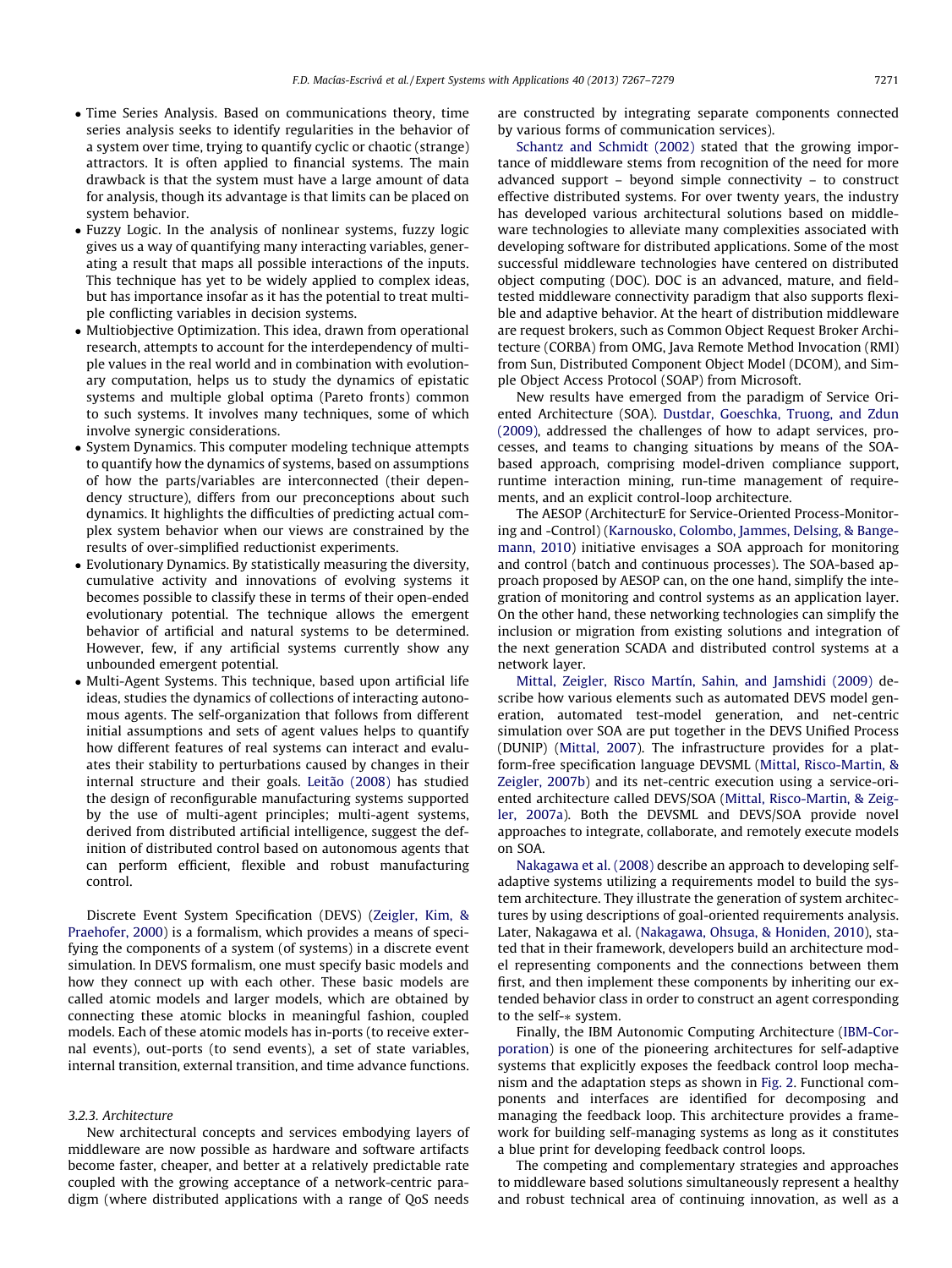- Time Series Analysis. Based on communications theory, time series analysis seeks to identify regularities in the behavior of a system over time, trying to quantify cyclic or chaotic (strange) attractors. It is often applied to financial systems. The main drawback is that the system must have a large amount of data for analysis, though its advantage is that limits can be placed on system behavior.
- Fuzzy Logic. In the analysis of nonlinear systems, fuzzy logic gives us a way of quantifying many interacting variables, generating a result that maps all possible interactions of the inputs. This technique has yet to be widely applied to complex ideas, but has importance insofar as it has the potential to treat multiple conflicting variables in decision systems.
- Multiobjective Optimization. This idea, drawn from operational research, attempts to account for the interdependency of multiple values in the real world and in combination with evolutionary computation, helps us to study the dynamics of epistatic systems and multiple global optima (Pareto fronts) common to such systems. It involves many techniques, some of which involve synergic considerations.
- System Dynamics. This computer modeling technique attempts to quantify how the dynamics of systems, based on assumptions of how the parts/variables are interconnected (their dependency structure), differs from our preconceptions about such dynamics. It highlights the difficulties of predicting actual complex system behavior when our views are constrained by the results of over-simplified reductionist experiments.
- Evolutionary Dynamics. By statistically measuring the diversity, cumulative activity and innovations of evolving systems it becomes possible to classify these in terms of their open-ended evolutionary potential. The technique allows the emergent behavior of artificial and natural systems to be determined. However, few, if any artificial systems currently show any unbounded emergent potential.
- Multi-Agent Systems. This technique, based upon artificial life ideas, studies the dynamics of collections of interacting autonomous agents. The self-organization that follows from different initial assumptions and sets of agent values helps to quantify how different features of real systems can interact and evaluates their stability to perturbations caused by changes in their internal structure and their goals. Leitão (2008) has studied the design of reconfigurable manufacturing systems supported by the use of multi-agent principles; multi-agent systems, derived from distributed artificial intelligence, suggest the definition of distributed control based on autonomous agents that can perform efficient, flexible and robust manufacturing control.

Discrete Event System Specification (DEVS) (Zeigler, Kim, & Praehofer, 2000) is a formalism, which provides a means of specifying the components of a system (of systems) in a discrete event simulation. In DEVS formalism, one must specify basic models and how they connect up with each other. These basic models are called atomic models and larger models, which are obtained by connecting these atomic blocks in meaningful fashion, coupled models. Each of these atomic models has in-ports (to receive external events), out-ports (to send events), a set of state variables, internal transition, external transition, and time advance functions.

### 3.2.3. Architecture

New architectural concepts and services embodying layers of middleware are now possible as hardware and software artifacts become faster, cheaper, and better at a relatively predictable rate coupled with the growing acceptance of a network-centric paradigm (where distributed applications with a range of QoS needs are constructed by integrating separate components connected by various forms of communication services).

Schantz and Schmidt (2002) stated that the growing importance of middleware stems from recognition of the need for more advanced support – beyond simple connectivity – to construct effective distributed systems. For over twenty years, the industry has developed various architectural solutions based on middleware technologies to alleviate many complexities associated with developing software for distributed applications. Some of the most successful middleware technologies have centered on distributed object computing (DOC). DOC is an advanced, mature, and field-tested middleware connectivity paradigm that also supports flexible and adaptive behavior. At the heart of distribution middleware are request brokers, such as Common Object Request Broker Architecture (CORBA) from OMG, Java Remote Method Invocation (RMI) from Sun, Distributed Component Object Model (DCOM), and Simple Object Access Protocol (SOAP) from Microsoft.

New results have emerged from the paradigm of Service Oriented Architecture (SOA). Dustdar, Goeschka, Truong, and Zdun (2009), addressed the challenges of how to adapt services, processes, and teams to changing situations by means of the SOA-based approach, comprising model-driven compliance support, runtime interaction mining, run-time management of requirements, and an explicit control-loop architecture.

The AESOP (ArchitecturE for Service-Oriented Process-Monitoring and -Control) (Karnousko, Colombo, Jammes, Delsing, & Bangemann, 2010) initiative envisages a SOA approach for monitoring and control (batch and continuous processes). The SOA-based approach proposed by AESOP can, on the one hand, simplify the integration of monitoring and control systems as an application layer. On the other hand, these networking technologies can simplify the inclusion or migration from existing solutions and integration of the next generation SCADA and distributed control systems at a network layer.

Mittal, Zeigler, Risco Martín, Sahin, and Jamshidi (2009) describe how various elements such as automated DEVS model generation, automated test-model generation, and net-centric simulation over SOA are put together in the DEVS Unified Process (DUNIP) (Mittal, 2007). The infrastructure provides for a platform-free specification language DEVSML (Mittal, Risco-Martin, & Zeigler, 2007b) and its net-centric execution using a service-oriented architecture called DEVS/SOA (Mittal, Risco-Martin, & Zeigler, 2007a). Both the DEVSML and DEVS/SOA provide novel approaches to integrate, collaborate, and remotely execute models on SOA.

Nakagawa et al. (2008) describe an approach to developing self-adaptive systems utilizing a requirements model to build the system architecture. They illustrate the generation of system architectures by using descriptions of goal-oriented requirements analysis. Later, Nakagawa et al. (Nakagawa, Ohsuga, & Honiden, 2010), stated that in their framework, developers build an architecture model representing components and the connections between them first, and then implement these components by inheriting our extended behavior class in order to construct an agent corresponding to the self-* system.

Finally, the IBM Autonomic Computing Architecture (IBM-Corporation) is one of the pioneering architectures for self-adaptive systems that explicitly exposes the feedback control loop mechanism and the adaptation steps as shown in Fig. 2. Functional components and interfaces are identified for decomposing and managing the feedback loop. This architecture provides a framework for building self-managing systems as long as it constitutes a blue print for developing feedback control loops.

The competing and complementary strategies and approaches to middleware based solutions simultaneously represent a healthy and robust technical area of continuing innovation, as well as a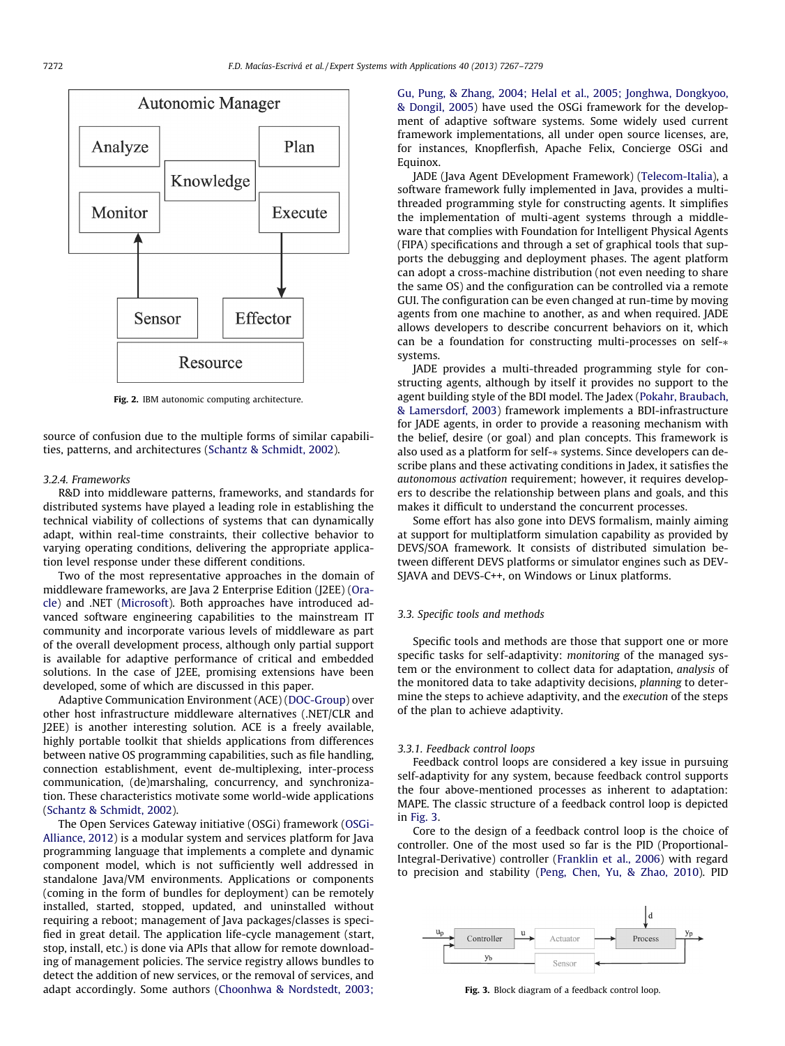Autonomic Manager

Analyze

Plan

Knowledge

Monitor

Execute

Sensor

Effector

Resource

**Fig. 2.** IBM autonomic computing architecture.

source of confusion due to the multiple forms of similar capabilities, patterns, and architectures (Schantz & Schmidt, 2002).

#### 3.2.4. Frameworks

R&D into middleware patterns, frameworks, and standards for distributed systems have played a leading role in establishing the technical viability of collections of systems that can dynamically adapt, within real-time constraints, their collective behavior to varying operating conditions, delivering the appropriate application level response under these different conditions.

Two of the most representative approaches in the domain of middleware frameworks, are Java 2 Enterprise Edition (J2EE) (Oracle) and .NET (Microsoft). Both approaches have introduced advanced software engineering capabilities to the mainstream IT community and incorporate various levels of middleware as part of the overall development process, although only partial support is available for adaptive performance of critical and embedded solutions. In the case of J2EE, promising extensions have been developed, some of which are discussed in this paper.

Adaptive Communication Environment (ACE) (DOC-Group) over other host infrastructure middleware alternatives (.NET/CLR and J2EE) is another interesting solution. ACE is a freely available, highly portable toolkit that shields applications from differences between native OS programming capabilities, such as file handling, connection establishment, event de-multiplexing, inter-process communication, (de)marshaling, concurrency, and synchronization. These characteristics motivate some world-wide applications (Schantz & Schmidt, 2002).

The Open Services Gateway initiative (OSGi) framework (OSGi-Alliance, 2012) is a modular system and services platform for Java programming language that implements a complete and dynamic component model, which is not sufficiently well addressed in standalone Java/VM environments. Applications or components (coming in the form of bundles for deployment) can be remotely installed, started, stopped, updated, and uninstalled without requiring a reboot; management of Java packages/classes is specified in great detail. The application life-cycle management (start, stop, install, etc.) is done via APIs that allow for remote downloading of management policies. The service registry allows bundles to detect the addition of new services, or the removal of services, and adapt accordingly. Some authors (Choonhwa & Nordstedt, 2003; Gu, Pung, & Zhang, 2004; Helal et al., 2005; Jonghwa, Dongkyoo, & Dongil, 2005) have used the OSGi framework for the development of adaptive software systems. Some widely used current framework implementations, all under open source licenses, are, for instances, Knopflerfish, Apache Felix, Concierge OSGi and Equinox.

JADE (Java Agent DEvelopment Framework) (Telecom-Italia), a software framework fully implemented in Java, provides a multi-threaded programming style for constructing agents. It simplifies the implementation of multi-agent systems through a middleware that complies with Foundation for Intelligent Physical Agents (FIPA) specifications and through a set of graphical tools that supports the debugging and deployment phases. The agent platform can adopt a cross-machine distribution (not even needing to share the same OS) and the configuration can be controlled via a remote GUI. The configuration can be even changed at run-time by moving agents from one machine to another, as and when required. JADE allows developers to describe concurrent behaviors on it, which can be a foundation for constructing multi-processes on self-* systems.

JADE provides a multi-threaded programming style for constructing agents, although by itself it provides no support to the agent building style of the BDI model. The Jadex (Pokahr, Braubach, & Lamersdorf, 2003) framework implements a BDI-infrastructure for JADE agents, in order to provide a reasoning mechanism with the belief, desire (or goal) and plan concepts. This framework is also used as a platform for self-* systems. Since developers can describe plans and these activating conditions in Jadex, it satisfies the *autonomous activation* requirement; however, it requires developers to describe the relationship between plans and goals, and this makes it difficult to understand the concurrent processes.

Some effort has also gone into DEVS formalism, mainly aiming at support for multiplatform simulation capability as provided by DEVS/SOA framework. It consists of distributed simulation between different DEVS platforms or simulator engines such as DEVSJAVA and DEVS-C++, on Windows or Linux platforms.

### 3.3. Specific tools and methods

Specific tools and methods are those that support one or more specific tasks for self-adaptivity: *monitoring* of the managed system or the environment to collect data for adaptation, *analysis* of the monitored data to take adaptivity decisions, *planning* to determine the steps to achieve adaptivity, and the *execution* of the steps of the plan to achieve adaptivity.

#### 3.3.1. Feedback control loops

Feedback control loops are considered a key issue in pursuing self-adaptivity for any system, because feedback control supports the four above-mentioned processes as inherent to adaptation: MAPE. The classic structure of a feedback control loop is depicted in Fig. 3.

Core to the design of a feedback control loop is the choice of controller. One of the most used so far is the PID (Proportional-Integral-Derivative) controller (Franklin et al., 2006) with regard to precision and stability (Peng, Chen, Yu, & Zhao, 2010). PID

d

$u_p$

Controller

u

Actuator

Process

$y_p$

$y_b$

Sensor

**Fig. 3.** Block diagram of a feedback control loop.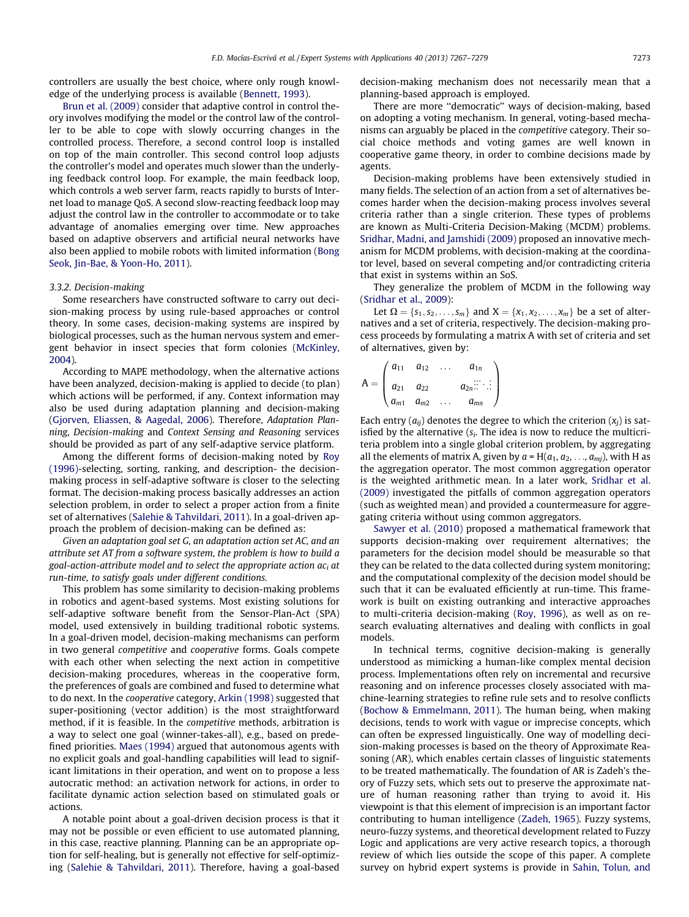controllers are usually the best choice, where only rough knowledge of the underlying process is available (Bennett, 1993).

Brun et al. (2009) consider that adaptive control in control theory involves modifying the model or the control law of the controller to be able to cope with slowly occurring changes in the controlled process. Therefore, a second control loop is installed on top of the main controller. This second control loop adjusts the controller's model and operates much slower than the underlying feedback control loop. For example, the main feedback loop, which controls a web server farm, reacts rapidly to bursts of Internet load to manage QoS. A second slow-reacting feedback loop may adjust the control law in the controller to accommodate or to take advantage of anomalies emerging over time. New approaches based on adaptive observers and artificial neural networks have also been applied to mobile robots with limited information (Bong Seok, Jin-Bae, & Yoon-Ho, 2011).

### 3.3.2. Decision-making

Some researchers have constructed software to carry out decision-making process by using rule-based approaches or control theory. In some cases, decision-making systems are inspired by biological processes, such as the human nervous system and emergent behavior in insect species that form colonies (McKinley, 2004).

According to MAPE methodology, when the alternative actions have been analyzed, decision-making is applied to decide (to plan) which actions will be performed, if any. Context information may also be used during adaptation planning and decision-making (Gjorven, Eliassen, & Aagedal, 2006). Therefore, *Adaptation Planning, Decision-making* and *Context Sensing and Reasoning* services should be provided as part of any self-adaptive service platform.

Among the different forms of decision-making noted by Roy (1996)-selecting, sorting, ranking, and description- the decision-making process in self-adaptive software is closer to the selecting format. The decision-making process basically addresses an action selection problem, in order to select a proper action from a finite set of alternatives (Salehie & Tahvildari, 2011). In a goal-driven approach the problem of decision-making can be defined as:

*Given an adaptation goal set G, an adaptation action set AC, and an attribute set AT from a software system, the problem is how to build a goal-action-attribute model and to select the appropriate action $ac_i$ at run-time, to satisfy goals under different conditions.*

This problem has some similarity to decision-making problems in robotics and agent-based systems. Most existing solutions for self-adaptive software benefit from the Sensor-Plan-Act (SPA) model, used extensively in building traditional robotic systems. In a goal-driven model, decision-making mechanisms can perform in two general *competitive* and *cooperative* forms. Goals compete with each other when selecting the next action in competitive decision-making procedures, whereas in the cooperative form, the preferences of goals are combined and fused to determine what to do next. In the *cooperative* category, Arkin (1998) suggested that super-positioning (vector addition) is the most straightforward method, if it is feasible. In the *competitive* methods, arbitration is a way to select one goal (winner-takes-all), e.g., based on predefined priorities. Maes (1994) argued that autonomous agents with no explicit goals and goal-handling capabilities will lead to significant limitations in their operation, and went on to propose a less autocratic method: an activation network for actions, in order to facilitate dynamic action selection based on stimulated goals or actions.

A notable point about a goal-driven decision process is that it may not be possible or even efficient to use automated planning, in this case, reactive planning. Planning can be an appropriate option for self-healing, but is generally not effective for self-optimizing (Salehie & Tahvildari, 2011). Therefore, having a goal-based decision-making mechanism does not necessarily mean that a planning-based approach is employed.

There are more "democratic" ways of decision-making, based on adopting a voting mechanism. In general, voting-based mechanisms can arguably be placed in the *competitive* category. Their social choice methods and voting games are well known in cooperative game theory, in order to combine decisions made by agents.

Decision-making problems have been extensively studied in many fields. The selection of an action from a set of alternatives becomes harder when the decision-making process involves several criteria rather than a single criterion. These types of problems are known as Multi-Criteria Decision-Making (MCDM) problems. Sridhar, Madni, and Jamshidi (2009) proposed an innovative mechanism for MCDM problems, with decision-making at the coordinator level, based on several competing and/or contradicting criteria that exist in systems within an SoS.

They generalize the problem of MCDM in the following way (Sridhar et al., 2009):

Let $\Omega = \{s_1, s_2, \ldots, s_m\}$ and $X = \{x_1, x_2, \ldots, x_m\}$ be a set of alternatives and a set of criteria, respectively. The decision-making process proceeds by formulating a matrix A with set of criteria and set of alternatives, given by:

$$A = \begin{pmatrix} a_{11} & a_{12} & \ldots & a_{1n} \\ a_{21} & a_{22} & & a_{2n} \vdots \ddots \vdots \\ a_{m1} & a_{m2} & \ldots & a_{mn} \end{pmatrix}$$

Each entry ($a_{ij}$) denotes the degree to which the criterion ($x_j$) is satisfied by the alternative ($s_i$. The idea is now to reduce the multicriteria problem into a single global criterion problem, by aggregating all the elements of matrix A, given by $a = H(a_1, a_2, \ldots, a_{mj})$, with H as the aggregation operator. The most common aggregation operator is the weighted arithmetic mean. In a later work, Sridhar et al. (2009) investigated the pitfalls of common aggregation operators (such as weighted mean) and provided a countermeasure for aggregating criteria without using common aggregators.

Sawyer et al. (2010) proposed a mathematical framework that supports decision-making over requirement alternatives; the parameters for the decision model should be measurable so that they can be related to the data collected during system monitoring; and the computational complexity of the decision model should be such that it can be evaluated efficiently at run-time. This framework is built on existing outranking and interactive approaches to multi-criteria decision-making (Roy, 1996), as well as on research evaluating alternatives and dealing with conflicts in goal models.

In technical terms, cognitive decision-making is generally understood as mimicking a human-like complex mental decision process. Implementations often rely on incremental and recursive reasoning and on inference processes closely associated with machine-learning strategies to refine rule sets and to resolve conflicts (Bochow & Emmelmann, 2011). The human being, when making decisions, tends to work with vague or imprecise concepts, which can often be expressed linguistically. One way of modelling decision-making processes is based on the theory of Approximate Reasoning (AR), which enables certain classes of linguistic statements to be treated mathematically. The foundation of AR is Zadeh's theory of Fuzzy sets, which sets out to preserve the approximate nature of human reasoning rather than trying to avoid it. His viewpoint is that this element of imprecision is an important factor contributing to human intelligence (Zadeh, 1965). Fuzzy systems, neuro-fuzzy systems, and theoretical development related to Fuzzy Logic and applications are very active research topics, a thorough review of which lies outside the scope of this paper. A complete survey on hybrid expert systems is provide in Sahin, Tolun, and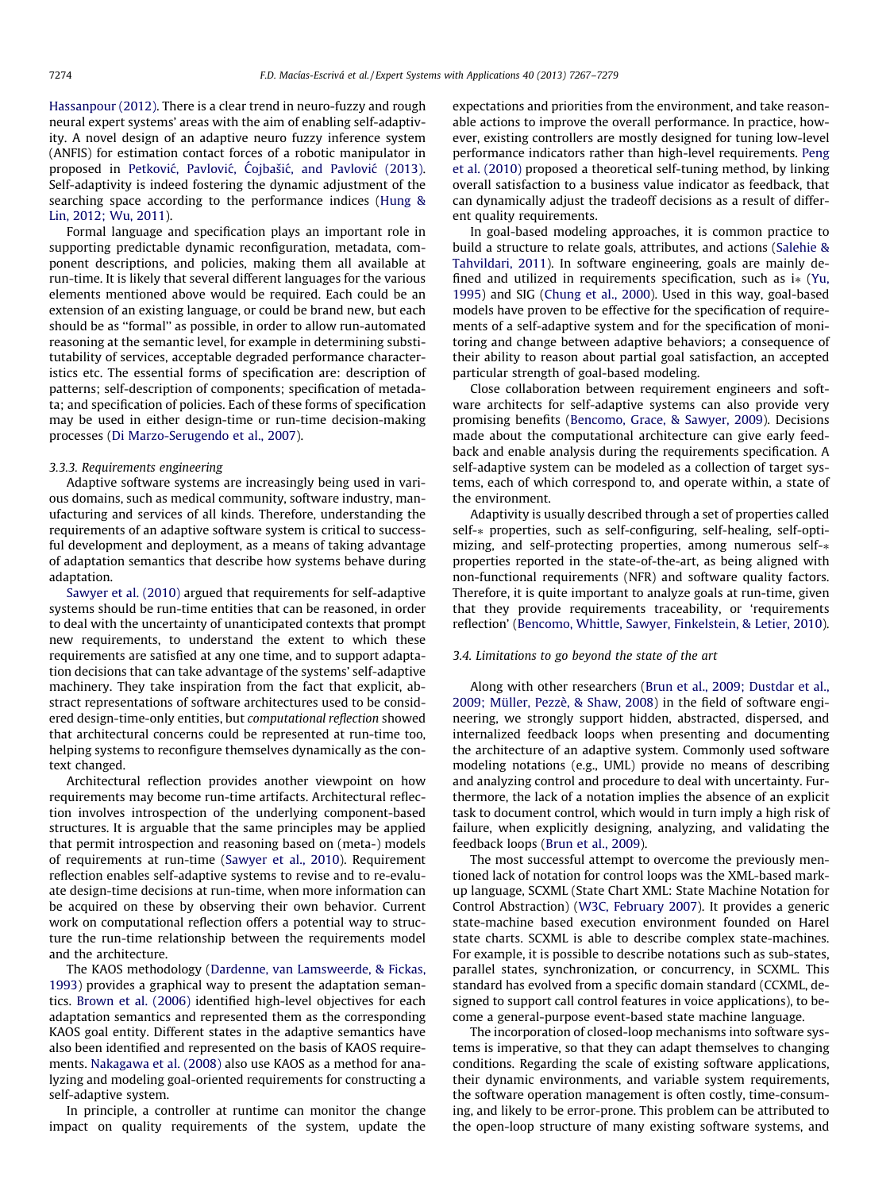Hassanpour (2012). There is a clear trend in neuro-fuzzy and rough neural expert systems' areas with the aim of enabling self-adaptivity. A novel design of an adaptive neuro fuzzy inference system (ANFIS) for estimation contact forces of a robotic manipulator in proposed in Petković, Pavlović, Ćojbašić, and Pavlović (2013). Self-adaptivity is indeed fostering the dynamic adjustment of the searching space according to the performance indices (Hung & Lin, 2012; Wu, 2011).

Formal language and specification plays an important role in supporting predictable dynamic reconfiguration, metadata, component descriptions, and policies, making them all available at run-time. It is likely that several different languages for the various elements mentioned above would be required. Each could be an extension of an existing language, or could be brand new, but each should be as ''formal'' as possible, in order to allow run-automated reasoning at the semantic level, for example in determining substitutability of services, acceptable degraded performance characteristics etc. The essential forms of specification are: description of patterns; self-description of components; specification of metadata; and specification of policies. Each of these forms of specification may be used in either design-time or run-time decision-making processes (Di Marzo-Serugendo et al., 2007).

### 3.3.3. Requirements engineering

Adaptive software systems are increasingly being used in various domains, such as medical community, software industry, manufacturing and services of all kinds. Therefore, understanding the requirements of an adaptive software system is critical to successful development and deployment, as a means of taking advantage of adaptation semantics that describe how systems behave during adaptation.

Sawyer et al. (2010) argued that requirements for self-adaptive systems should be run-time entities that can be reasoned, in order to deal with the uncertainty of unanticipated contexts that prompt new requirements, to understand the extent to which these requirements are satisfied at any one time, and to support adaptation decisions that can take advantage of the systems' self-adaptive machinery. They take inspiration from the fact that explicit, abstract representations of software architectures used to be considered design-time-only entities, but *computational reflection* showed that architectural concerns could be represented at run-time too, helping systems to reconfigure themselves dynamically as the context changed.

Architectural reflection provides another viewpoint on how requirements may become run-time artifacts. Architectural reflection involves introspection of the underlying component-based structures. It is arguable that the same principles may be applied that permit introspection and reasoning based on (meta-) models of requirements at run-time (Sawyer et al., 2010). Requirement reflection enables self-adaptive systems to revise and to re-evaluate design-time decisions at run-time, when more information can be acquired on these by observing their own behavior. Current work on computational reflection offers a potential way to structure the run-time relationship between the requirements model and the architecture.

The KAOS methodology (Dardenne, van Lamsweerde, & Fickas, 1993) provides a graphical way to present the adaptation semantics. Brown et al. (2006) identified high-level objectives for each adaptation semantics and represented them as the corresponding KAOS goal entity. Different states in the adaptive semantics have also been identified and represented on the basis of KAOS requirements. Nakagawa et al. (2008) also use KAOS as a method for analyzing and modeling goal-oriented requirements for constructing a self-adaptive system.

In principle, a controller at runtime can monitor the change impact on quality requirements of the system, update the expectations and priorities from the environment, and take reasonable actions to improve the overall performance. In practice, however, existing controllers are mostly designed for tuning low-level performance indicators rather than high-level requirements. Peng et al. (2010) proposed a theoretical self-tuning method, by linking overall satisfaction to a business value indicator as feedback, that can dynamically adjust the tradeoff decisions as a result of different quality requirements.

In goal-based modeling approaches, it is common practice to build a structure to relate goals, attributes, and actions (Salehie & Tahvildari, 2011). In software engineering, goals are mainly defined and utilized in requirements specification, such as i* (Yu, 1995) and SIG (Chung et al., 2000). Used in this way, goal-based models have proven to be effective for the specification of requirements of a self-adaptive system and for the specification of monitoring and change between adaptive behaviors; a consequence of their ability to reason about partial goal satisfaction, an accepted particular strength of goal-based modeling.

Close collaboration between requirement engineers and software architects for self-adaptive systems can also provide very promising benefits (Bencomo, Grace, & Sawyer, 2009). Decisions made about the computational architecture can give early feedback and enable analysis during the requirements specification. A self-adaptive system can be modeled as a collection of target systems, each of which correspond to, and operate within, a state of the environment.

Adaptivity is usually described through a set of properties called self-* properties, such as self-configuring, self-healing, self-optimizing, and self-protecting properties, among numerous self-* properties reported in the state-of-the-art, as being aligned with non-functional requirements (NFR) and software quality factors. Therefore, it is quite important to analyze goals at run-time, given that they provide requirements traceability, or 'requirements reflection' (Bencomo, Whittle, Sawyer, Finkelstein, & Letier, 2010).

## 3.4. Limitations to go beyond the state of the art

Along with other researchers (Brun et al., 2009; Dustdar et al., 2009; Müller, Pezzè, & Shaw, 2008) in the field of software engineering, we strongly support hidden, abstracted, dispersed, and internalized feedback loops when presenting and documenting the architecture of an adaptive system. Commonly used software modeling notations (e.g., UML) provide no means of describing and analyzing control and procedure to deal with uncertainty. Furthermore, the lack of a notation implies the absence of an explicit task to document control, which would in turn imply a high risk of failure, when explicitly designing, analyzing, and validating the feedback loops (Brun et al., 2009).

The most successful attempt to overcome the previously mentioned lack of notation for control loops was the XML-based markup language, SCXML (State Chart XML: State Machine Notation for Control Abstraction) (W3C, February 2007). It provides a generic state-machine based execution environment founded on Harel state charts. SCXML is able to describe complex state-machines. For example, it is possible to describe notations such as sub-states, parallel states, synchronization, or concurrency, in SCXML. This standard has evolved from a specific domain standard (CCXML, designed to support call control features in voice applications), to become a general-purpose event-based state machine language.

The incorporation of closed-loop mechanisms into software systems is imperative, so that they can adapt themselves to changing conditions. Regarding the scale of existing software applications, their dynamic environments, and variable system requirements, the software operation management is often costly, time-consuming, and likely to be error-prone. This problem can be attributed to the open-loop structure of many existing software systems, and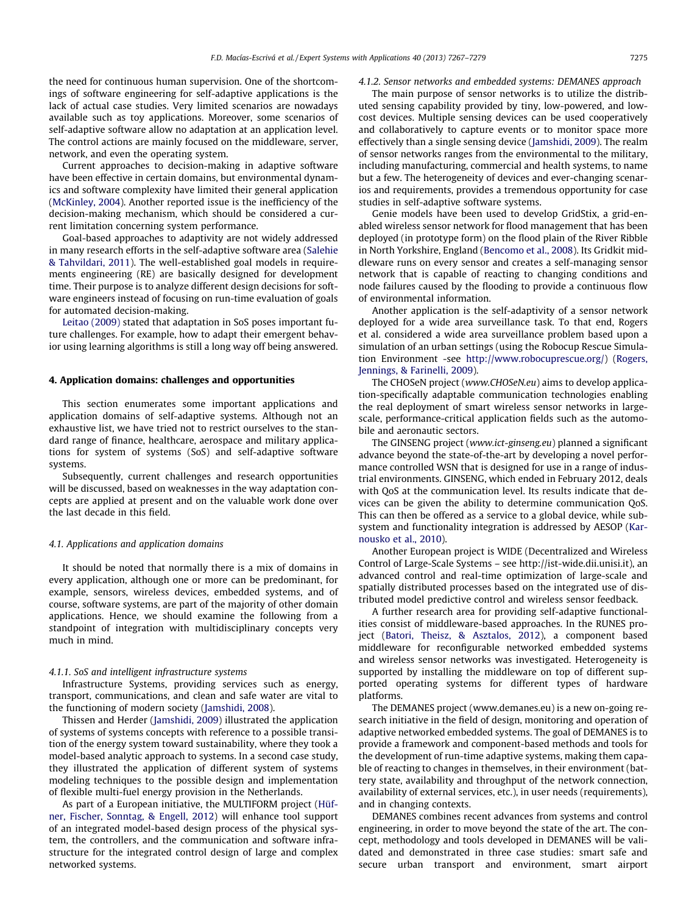the need for continuous human supervision. One of the shortcomings of software engineering for self-adaptive applications is the lack of actual case studies. Very limited scenarios are nowadays available such as toy applications. Moreover, some scenarios of self-adaptive software allow no adaptation at an application level. The control actions are mainly focused on the middleware, server, network, and even the operating system.

Current approaches to decision-making in adaptive software have been effective in certain domains, but environmental dynamics and software complexity have limited their general application (McKinley, 2004). Another reported issue is the inefficiency of the decision-making mechanism, which should be considered a current limitation concerning system performance.

Goal-based approaches to adaptivity are not widely addressed in many research efforts in the self-adaptive software area (Salehie & Tahvildari, 2011). The well-established goal models in requirements engineering (RE) are basically designed for development time. Their purpose is to analyze different design decisions for software engineers instead of focusing on run-time evaluation of goals for automated decision-making.

Leitao (2009) stated that adaptation in SoS poses important future challenges. For example, how to adapt their emergent behavior using learning algorithms is still a long way off being answered.

## 4. Application domains: challenges and opportunities

This section enumerates some important applications and application domains of self-adaptive systems. Although not an exhaustive list, we have tried not to restrict ourselves to the standard range of finance, healthcare, aerospace and military applications for system of systems (SoS) and self-adaptive software systems.

Subsequently, current challenges and research opportunities will be discussed, based on weaknesses in the way adaptation concepts are applied at present and on the valuable work done over the last decade in this field.

### 4.1. Applications and application domains

It should be noted that normally there is a mix of domains in every application, although one or more can be predominant, for example, sensors, wireless devices, embedded systems, and of course, software systems, are part of the majority of other domain applications. Hence, we should examine the following from a standpoint of integration with multidisciplinary concepts very much in mind.

#### 4.1.1. SoS and intelligent infrastructure systems

Infrastructure Systems, providing services such as energy, transport, communications, and clean and safe water are vital to the functioning of modern society (Jamshidi, 2008).

Thissen and Herder (Jamshidi, 2009) illustrated the application of systems of systems concepts with reference to a possible transition of the energy system toward sustainability, where they took a model-based analytic approach to systems. In a second case study, they illustrated the application of different system of systems modeling techniques to the possible design and implementation of flexible multi-fuel energy provision in the Netherlands.

As part of a European initiative, the MULTIFORM project (Hüfner, Fischer, Sonntag, & Engell, 2012) will enhance tool support of an integrated model-based design process of the physical system, the controllers, and the communication and software infrastructure for the integrated control design of large and complex networked systems.

#### 4.1.2. Sensor networks and embedded systems: DEMANES approach

The main purpose of sensor networks is to utilize the distributed sensing capability provided by tiny, low-powered, and low-cost devices. Multiple sensing devices can be used cooperatively and collaboratively to capture events or to monitor space more effectively than a single sensing device (Jamshidi, 2009). The realm of sensor networks ranges from the environmental to the military, including manufacturing, commercial and health systems, to name but a few. The heterogeneity of devices and ever-changing scenarios and requirements, provides a tremendous opportunity for case studies in self-adaptive software systems.

Genie models have been used to develop GridStix, a grid-enabled wireless sensor network for flood management that has been deployed (in prototype form) on the flood plain of the River Ribble in North Yorkshire, England (Bencomo et al., 2008). Its Gridkit middleware runs on every sensor and creates a self-managing sensor network that is capable of reacting to changing conditions and node failures caused by the flooding to provide a continuous flow of environmental information.

Another application is the self-adaptivity of a sensor network deployed for a wide area surveillance task. To that end, Rogers et al. considered a wide area surveillance problem based upon a simulation of an urban settings (using the Robocup Rescue Simulation Environment -see http://www.robocuprescue.org/) (Rogers, Jennings, & Farinelli, 2009).

The CHOSeN project (*www.CHOSeN.eu*) aims to develop application-specifically adaptable communication technologies enabling the real deployment of smart wireless sensor networks in large-scale, performance-critical application fields such as the automobile and aeronautic sectors.

The GINSENG project (*www.ict-ginseng.eu*) planned a significant advance beyond the state-of-the-art by developing a novel performance controlled WSN that is designed for use in a range of industrial environments. GINSENG, which ended in February 2012, deals with QoS at the communication level. Its results indicate that devices can be given the ability to determine communication QoS. This can then be offered as a service to a global device, while subsystem and functionality integration is addressed by AESOP (Karnousko et al., 2010).

Another European project is WIDE (Decentralized and Wireless Control of Large-Scale Systems – see http://ist-wide.dii.unisi.it), an advanced control and real-time optimization of large-scale and spatially distributed processes based on the integrated use of distributed model predictive control and wireless sensor feedback.

A further research area for providing self-adaptive functionalities consist of middleware-based approaches. In the RUNES project (Batori, Theisz, & Asztalos, 2012), a component based middleware for reconfigurable networked embedded systems and wireless sensor networks was investigated. Heterogeneity is supported by installing the middleware on top of different supported operating systems for different types of hardware platforms.

The DEMANES project (www.demanes.eu) is a new on-going research initiative in the field of design, monitoring and operation of adaptive networked embedded systems. The goal of DEMANES is to provide a framework and component-based methods and tools for the development of run-time adaptive systems, making them capable of reacting to changes in themselves, in their environment (battery state, availability and throughput of the network connection, availability of external services, etc.), in user needs (requirements), and in changing contexts.

DEMANES combines recent advances from systems and control engineering, in order to move beyond the state of the art. The concept, methodology and tools developed in DEMANES will be validated and demonstrated in three case studies: smart safe and secure urban transport and environment, smart airport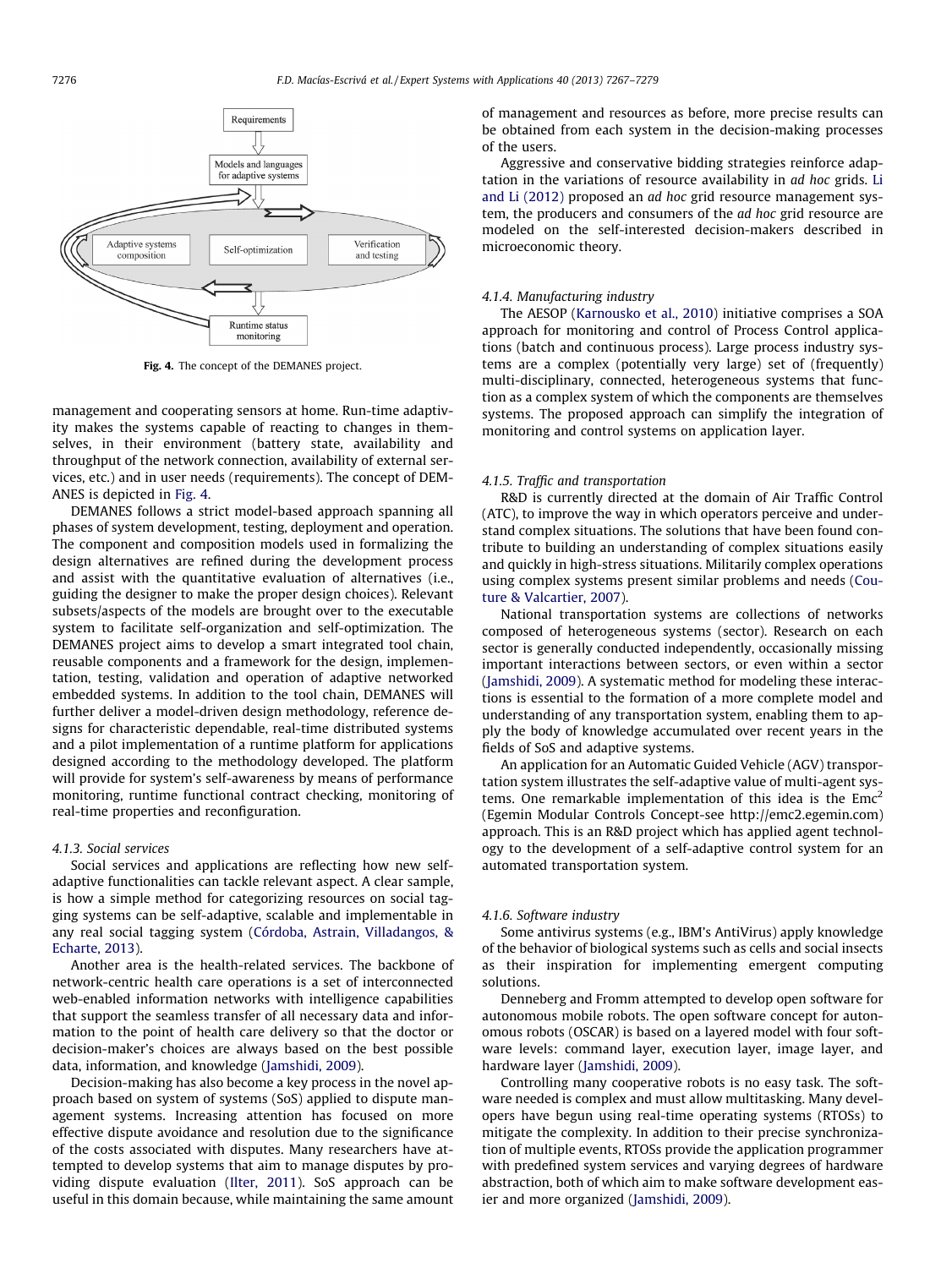Requirements

Models and languages for adaptive systems

Adaptive systems composition

Self-optimization

Verification and testing

Runtime status monitoring

Fig. 4. The concept of the DEMANES project.

management and cooperating sensors at home. Run-time adaptivity makes the systems capable of reacting to changes in themselves, in their environment (battery state, availability and throughput of the network connection, availability of external services, etc.) and in user needs (requirements). The concept of DEMANES is depicted in Fig. 4.

DEMANES follows a strict model-based approach spanning all phases of system development, testing, deployment and operation. The component and composition models used in formalizing the design alternatives are refined during the development process and assist with the quantitative evaluation of alternatives (i.e., guiding the designer to make the proper design choices). Relevant subsets/aspects of the models are brought over to the executable system to facilitate self-organization and self-optimization. The DEMANES project aims to develop a smart integrated tool chain, reusable components and a framework for the design, implementation, testing, validation and operation of adaptive networked embedded systems. In addition to the tool chain, DEMANES will further deliver a model-driven design methodology, reference designs for characteristic dependable, real-time distributed systems and a pilot implementation of a runtime platform for applications designed according to the methodology developed. The platform will provide for system's self-awareness by means of performance monitoring, runtime functional contract checking, monitoring of real-time properties and reconfiguration.

#### 4.1.3. Social services

Social services and applications are reflecting how new self-adaptive functionalities can tackle relevant aspect. A clear sample, is how a simple method for categorizing resources on social tagging systems can be self-adaptive, scalable and implementable in any real social tagging system (Córdoba, Astrain, Villadangos, & Echarte, 2013).

Another area is the health-related services. The backbone of network-centric health care operations is a set of interconnected web-enabled information networks with intelligence capabilities that support the seamless transfer of all necessary data and information to the point of health care delivery so that the doctor or decision-maker's choices are always based on the best possible data, information, and knowledge (Jamshidi, 2009).

Decision-making has also become a key process in the novel approach based on system of systems (SoS) applied to dispute management systems. Increasing attention has focused on more effective dispute avoidance and resolution due to the significance of the costs associated with disputes. Many researchers have attempted to develop systems that aim to manage disputes by providing dispute evaluation (Ilter, 2011). SoS approach can be useful in this domain because, while maintaining the same amount of management and resources as before, more precise results can be obtained from each system in the decision-making processes of the users.

Aggressive and conservative bidding strategies reinforce adaptation in the variations of resource availability in *ad hoc* grids. Li and Li (2012) proposed an *ad hoc* grid resource management system, the producers and consumers of the *ad hoc* grid resource are modeled on the self-interested decision-makers described in microeconomic theory.

#### 4.1.4. Manufacturing industry

The AESOP (Karnousko et al., 2010) initiative comprises a SOA approach for monitoring and control of Process Control applications (batch and continuous process). Large process industry systems are a complex (potentially very large) set of (frequently) multi-disciplinary, connected, heterogeneous systems that function as a complex system of which the components are themselves systems. The proposed approach can simplify the integration of monitoring and control systems on application layer.

#### 4.1.5. Traffic and transportation

R&D is currently directed at the domain of Air Traffic Control (ATC), to improve the way in which operators perceive and understand complex situations. The solutions that have been found contribute to building an understanding of complex situations easily and quickly in high-stress situations. Militarily complex operations using complex systems present similar problems and needs (Couture & Valcartier, 2007).

National transportation systems are collections of networks composed of heterogeneous systems (sector). Research on each sector is generally conducted independently, occasionally missing important interactions between sectors, or even within a sector (Jamshidi, 2009). A systematic method for modeling these interactions is essential to the formation of a more complete model and understanding of any transportation system, enabling them to apply the body of knowledge accumulated over recent years in the fields of SoS and adaptive systems.

An application for an Automatic Guided Vehicle (AGV) transportation system illustrates the self-adaptive value of multi-agent systems. One remarkable implementation of this idea is the Emc$^2$ (Egemin Modular Controls Concept-see http://emc2.egemin.com) approach. This is an R&D project which has applied agent technology to the development of a self-adaptive control system for an automated transportation system.

#### 4.1.6. Software industry

Some antivirus systems (e.g., IBM's AntiVirus) apply knowledge of the behavior of biological systems such as cells and social insects as their inspiration for implementing emergent computing solutions.

Denneberg and Fromm attempted to develop open software for autonomous mobile robots. The open software concept for autonomous robots (OSCAR) is based on a layered model with four software levels: command layer, execution layer, image layer, and hardware layer (Jamshidi, 2009).

Controlling many cooperative robots is no easy task. The software needed is complex and must allow multitasking. Many developers have begun using real-time operating systems (RTOSs) to mitigate the complexity. In addition to their precise synchronization of multiple events, RTOSs provide the application programmer with predefined system services and varying degrees of hardware abstraction, both of which aim to make software development easier and more organized (Jamshidi, 2009).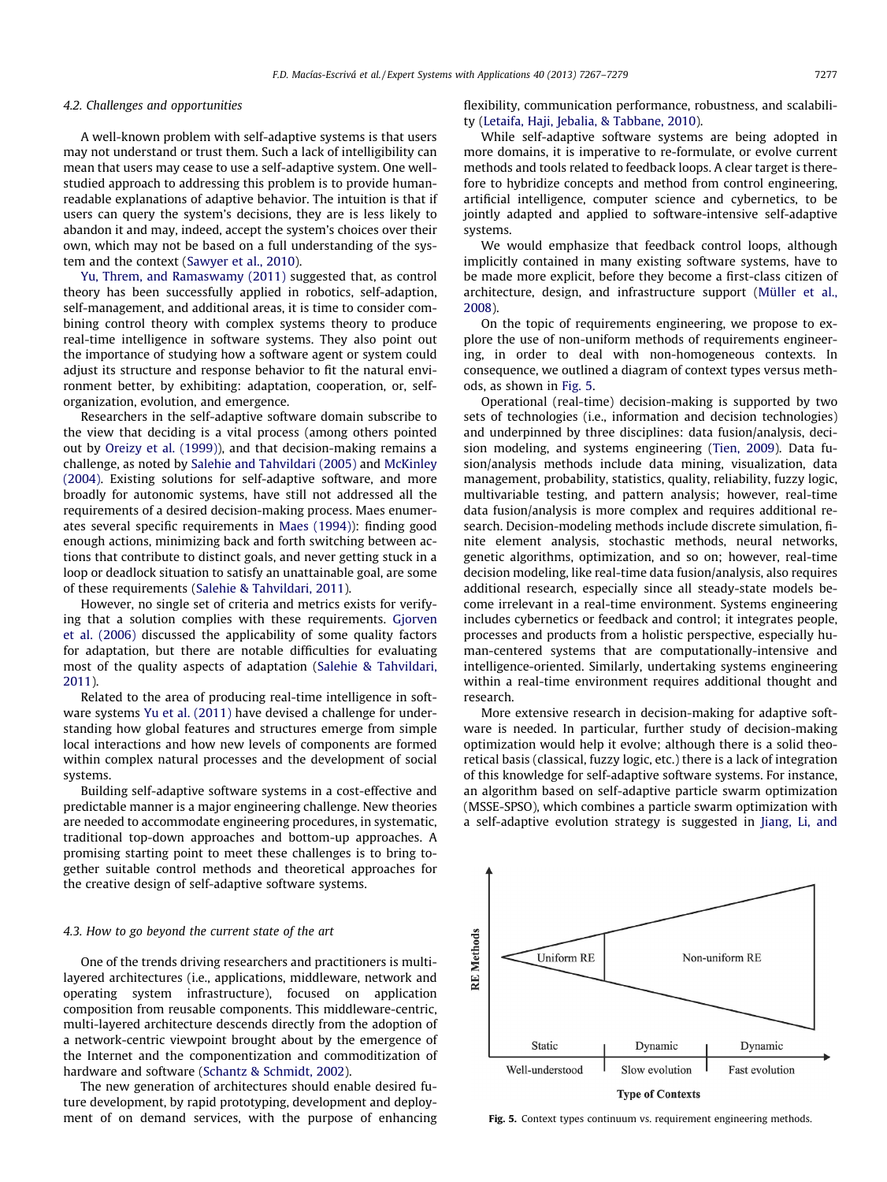### 4.2. Challenges and opportunities

A well-known problem with self-adaptive systems is that users may not understand or trust them. Such a lack of intelligibility can mean that users may cease to use a self-adaptive system. One well-studied approach to addressing this problem is to provide human-readable explanations of adaptive behavior. The intuition is that if users can query the system's decisions, they are is less likely to abandon it and may, indeed, accept the system's choices over their own, which may not be based on a full understanding of the system and the context (Sawyer et al., 2010).

Yu, Threm, and Ramaswamy (2011) suggested that, as control theory has been successfully applied in robotics, self-adaption, self-management, and additional areas, it is time to consider combining control theory with complex systems theory to produce real-time intelligence in software systems. They also point out the importance of studying how a software agent or system could adjust its structure and response behavior to fit the natural environment better, by exhibiting: adaptation, cooperation, or, self-organization, evolution, and emergence.

Researchers in the self-adaptive software domain subscribe to the view that deciding is a vital process (among others pointed out by Oreizy et al. (1999)), and that decision-making remains a challenge, as noted by Salehie and Tahvildari (2005) and McKinley (2004). Existing solutions for self-adaptive software, and more broadly for autonomic systems, have still not addressed all the requirements of a desired decision-making process. Maes enumerates several specific requirements in Maes (1994)): finding good enough actions, minimizing back and forth switching between actions that contribute to distinct goals, and never getting stuck in a loop or deadlock situation to satisfy an unattainable goal, are some of these requirements (Salehie & Tahvildari, 2011).

However, no single set of criteria and metrics exists for verifying that a solution complies with these requirements. Gjorven et al. (2006) discussed the applicability of some quality factors for adaptation, but there are notable difficulties for evaluating most of the quality aspects of adaptation (Salehie & Tahvildari, 2011).

Related to the area of producing real-time intelligence in software systems Yu et al. (2011) have devised a challenge for understanding how global features and structures emerge from simple local interactions and how new levels of components are formed within complex natural processes and the development of social systems.

Building self-adaptive software systems in a cost-effective and predictable manner is a major engineering challenge. New theories are needed to accommodate engineering procedures, in systematic, traditional top-down approaches and bottom-up approaches. A promising starting point to meet these challenges is to bring together suitable control methods and theoretical approaches for the creative design of self-adaptive software systems.

### 4.3. How to go beyond the current state of the art

One of the trends driving researchers and practitioners is multi-layered architectures (i.e., applications, middleware, network and operating system infrastructure), focused on application composition from reusable components. This middleware-centric, multi-layered architecture descends directly from the adoption of a network-centric viewpoint brought about by the emergence of the Internet and the componentization and commoditization of hardware and software (Schantz & Schmidt, 2002).

The new generation of architectures should enable desired future development, by rapid prototyping, development and deployment of on demand services, with the purpose of enhancing flexibility, communication performance, robustness, and scalability (Letaifa, Haji, Jebalia, & Tabbane, 2010).

While self-adaptive software systems are being adopted in more domains, it is imperative to re-formulate, or evolve current methods and tools related to feedback loops. A clear target is therefore to hybridize concepts and method from control engineering, artificial intelligence, computer science and cybernetics, to be jointly adapted and applied to software-intensive self-adaptive systems.

We would emphasize that feedback control loops, although implicitly contained in many existing software systems, have to be made more explicit, before they become a first-class citizen of architecture, design, and infrastructure support (Müller et al., 2008).

On the topic of requirements engineering, we propose to explore the use of non-uniform methods of requirements engineering, in order to deal with non-homogeneous contexts. In consequence, we outlined a diagram of context types versus methods, as shown in Fig. 5.

Operational (real-time) decision-making is supported by two sets of technologies (i.e., information and decision technologies) and underpinned by three disciplines: data fusion/analysis, decision modeling, and systems engineering (Tien, 2009). Data fusion/analysis methods include data mining, visualization, data management, probability, statistics, quality, reliability, fuzzy logic, multivariable testing, and pattern analysis; however, real-time data fusion/analysis is more complex and requires additional research. Decision-modeling methods include discrete simulation, finite element analysis, stochastic methods, neural networks, genetic algorithms, optimization, and so on; however, real-time decision modeling, like real-time data fusion/analysis, also requires additional research, especially since all steady-state models become irrelevant in a real-time environment. Systems engineering includes cybernetics or feedback and control; it integrates people, processes and products from a holistic perspective, especially human-centered systems that are computationally-intensive and intelligence-oriented. Similarly, undertaking systems engineering within a real-time environment requires additional thought and research.

More extensive research in decision-making for adaptive software is needed. In particular, further study of decision-making optimization would help it evolve; although there is a solid theoretical basis (classical, fuzzy logic, etc.) there is a lack of integration of this knowledge for self-adaptive software systems. For instance, an algorithm based on self-adaptive particle swarm optimization (MSSE-SPSO), which combines a particle swarm optimization with a self-adaptive evolution strategy is suggested in Jiang, Li, and

RE Methods

Uniform RE

Non-uniform RE

Static
Well-understood

Dynamic
Slow evolution

Dynamic
Fast evolution

Type of Contexts

Fig. 5. Context types continuum vs. requirement engineering methods.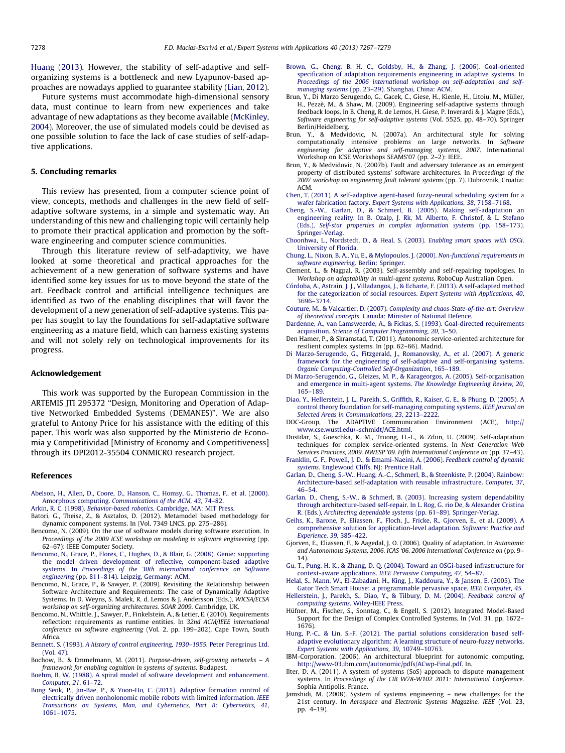Huang (2013). However, the stability of self-adaptive and self-organizing systems is a bottleneck and new Lyapunov-based approaches are nowadays applied to guarantee stability (Lian, 2012).

Future systems must accommodate high-dimensional sensory data, must continue to learn from new experiences and take advantage of new adaptations as they become available (McKinley, 2004). Moreover, the use of simulated models could be devised as one possible solution to face the lack of case studies of self-adaptive applications.

## 5. Concluding remarks

This review has presented, from a computer science point of view, concepts, methods and challenges in the new field of self-adaptive software systems, in a simple and systematic way. An understanding of this new and challenging topic will certainly help to promote their practical application and promotion by the software engineering and computer science communities.

Through this literature review of self-adaptivity, we have looked at some theoretical and practical approaches for the achievement of a new generation of software systems and have identified some key issues for us to move beyond the state of the art. Feedback control and artificial intelligence techniques are identified as two of the enabling disciplines that will favor the development of a new generation of self-adaptive systems. This paper has sought to lay the foundations for self-adaptative software engineering as a mature field, which can harness existing systems and will not solely rely on technological improvements for its progress.

## Acknowledgement

This work was supported by the European Commission in the ARTEMIS JTI 295372 "Design, Monitoring and Operation of Adaptive Networked Embedded Systems (DEMANES)". We are also grateful to Antony Price for his assistance with the editing of this paper. This work was also supported by the Ministerio de Economia y Competitividad [Ministry of Economy and Competitiveness] through its DPI2012-35504 CONMICRO research project.

## References

Abelson, H., Allen, D., Coore, D., Hanson, C., Homsy, G., Thomas, F., et al. (2000). Amorphous computing. *Communications of the ACM, 43*, 74–82.

Arkin, R. C. (1998). *Behavior-based robotics*. Cambridge, MA: MIT Press.

Batori, G., Theisz, Z., & Asztalos, D. (2012). Metamodel based methodology for dynamic component systems. In (Vol. 7349 LNCS, pp. 275–286).

Bencomo, N. (2009). On the use of software models during software execution. In *Proceedings of the 2009 ICSE workshop on modeling in software engineering* (pp. 62–67): IEEE Computer Society.

Bencomo, N., Grace, P., Flores, C., Hughes, D., & Blair, G. (2008). Genie: supporting the model driven development of reflective, component-based adaptive systems. In *Proceedings of the 30th international conference on Software engineering* (pp. 811–814). Leipzig, Germany: ACM.

Bencomo, N., Grace, P., & Sawyer, P. (2009). Revisiting the Relationship between Software Architecture and Requirements: The case of Dynamically Adaptive Systems. In D. Weyns, S. Malek, R. d. Lemos & J. Andersson (Eds.), *WICSA/ECSA workshop on self-organizing architectures. SOAR 2009*. Cambridge, UK.

Bencomo, N., Whittle, J., Sawyer, P., Finkelstein, A., & Letier, E. (2010). Requirements reflection: requirements as runtime entities. In *32nd ACM/IEEE international conference on software engineering* (Vol. 2, pp. 199–202). Cape Town, South Africa.

Bennett, S. (1993). *A history of control engineering, 1930–1955*. Peter Peregrinus Ltd. (Vol. 47).

Bochow, B., & Emmelmann, M. (2011). *Purpose-driven, self-growing networks – A framework for enabling cognition in systems of systems*. Budapest.

Boehm, B. W. (1988). A spiral model of software development and enhancement. *Computer, 21*, 61–72.

Bong Seok, P., Jin-Bae, P., & Yoon-Ho, C. (2011). Adaptive formation control of electrically driven nonholonomic mobile robots with limited information. *IEEE Transactions on Systems, Man, and Cybernetics, Part B: Cybernetics, 41*, 1061–1075.

Brown, G., Cheng, B. H. C., Goldsby, H., & Zhang, J. (2006). Goal-oriented specification of adaptation requirements engineering in adaptive systems. In *Proceedings of the 2006 international workshop on self-adaptation and self-managing systems* (pp. 23–29). Shanghai, China: ACM.

Brun, Y., Di Marzo Serugendo, G., Gacek, C., Giese, H., Kienle, H., Litoiu, M., Müller, H., Pezzè, M., & Shaw, M. (2009). Engineering self-adaptive systems through feedback loops. In B. Cheng, R. de Lemos, H. Giese, P. Inverardi & J. Magee (Eds.), *Software engineering for self-adaptive systems* (Vol. 5525, pp. 48–70). Springer Berlin/Heidelberg.

Brun, Y., & Medvidovic, N. (2007a). An architectural style for solving computationally intensive problems on large networks. In *Software engineering for adaptive and self-managing systems, 2007*. International Workshop on ICSE Workshops SEAMS'07 (pp. 2–2): IEEE.

Brun, Y., & Medvidovic, N. (2007b). Fault and adversary tolerance as an emergent property of distributed systems' software architectures. In *Proceedings of the 2007 workshop on engineering fault tolerant systems* (pp. 7). Dubrovnik, Croatia: ACM.

Chen, T. (2011). A self-adaptive agent-based fuzzy-neural scheduling system for a wafer fabrication factory. *Expert Systems with Applications, 38*, 7158–7168.

Cheng, S.-W., Garlan, D., & Schmerl, B. (2005). Making self-adaptation an engineering reality. In B. Ozalp, J. Rk, M. Alberto, F. Christof, & L. Stefano (Eds.), *Self-star properties in complex information systems* (pp. 158–173). Springer-Verlag.

Choonhwa, L., Nordstedt, D., & Heal, S. (2003). *Enabling smart spaces with OSGi*. University of Florida.

Chung, L., Nixon, B. A., Yu, E., & Mylopoulos, J. (2000). *Non-functional requirements in software engineering*. Berlin: Springer.

Clement, L., & Nagpal, R. (2003). Self-assembly and self-repairing topologies. In *Workshop on adaptability in multi-agent systems*, RoboCup Australian Open.

Córdoba, A., Astrain, J. J., Villadangos, J., & Echarte, F. (2013). A self-adapted method for the categorization of social resources. *Expert Systems with Applications, 40*, 3696–3714.

Couture, M., & Valcartier, D. (2007). *Complexity and chaos-State-of-the-art: Overview of theoretical concepts*. Canada: Minister of National Defence.

Dardenne, A., van Lamsweerde, A., & Fickas, S. (1993). Goal-directed requirements acquisition. *Science of Computer Programming, 20*, 3–50.

Den Hamer, P., & Skramstad, T. (2011). Autonomic service-oriented architecture for resilient complex systems. In (pp. 62–66). Madrid.

Di Marzo-Serugendo, G., Fitzgerald, J., Romanovsky, A., et al. (2007). A generic framework for the engineering of self-adaptive and self-organising systems. *Organic Computing-Controlled Self-Organization*, 165–189.

Di Marzo-Serugendo, G., Gleizes, M. P., & Karageorgos, A. (2005). Self-organisation and emergence in multi-agent systems. *The Knowledge Engineering Review, 20*, 165–189.

Diao, Y., Hellerstein, J. L., Parekh, S., Griffith, R., Kaiser, G. E., & Phung, D. (2005). A control theory foundation for self-managing computing systems. *IEEE Journal on Selected Areas in Communications, 23*, 2213–2222.

DOC-Group, The ADAPTIVE Communication Environment (ACE), http://www.cse.wustl.edu/~schmidt/ACE.html.

Dustdar, S., Goeschka, K. M., Truong, H.-L., & Zdun, U. (2009). Self-adaptation techniques for complex service-oriented systems. In *Next Generation Web Services Practices, 2009. NWESP '09. Fifth International Conference on* (pp. 37–43).

Franklin, G. F., Powell, J. D., & Emami-Naeini, A. (2006). *Feedback control of dynamic systems*. Englewood Cliffs, NJ: Prentice Hall.

Garlan, D., Cheng, S.-W., Huang, A.-C., Schmerl, B., & Steenkiste, P. (2004). Rainbow: Architecture-based self-adaptation with reusable infrastructure. *Computer, 37*, 46–54.

Garlan, D., Cheng, S.-W., & Schmerl, B. (2003). Increasing system dependability through architecture-based self-repair. In L. Rog, G. rio De, & Alexander Cristina R. (Eds.), *Architecting dependable systems* (pp. 61–89). Springer-Verlag.

Geihs, K., Barone, P., Eliassen, F., Floch, J., Fricke, R., Gjorven, E., et al. (2009). A comprehensive solution for application-level adaptation. *Software: Practice and Experience, 39*, 385–422.

Gjorven, E., Eliassen, F., & Aagedal, J. O. (2006). Quality of adaptation. In *Autonomic and Autonomous Systems, 2006. ICAS '06. 2006 International Conference on* (pp. 9–14).

Gu, T., Pung, H. K., & Zhang, D. Q. (2004). Toward an OSGi-based infrastructure for context-aware applications. *IEEE Pervasive Computing, 47*, 54–87.

Helal, S., Mann, W., El-Zabadani, H., King, J., Kaddoura, Y., & Jansen, E. (2005). The Gator Tech Smart House: a programmable pervasive space. *IEEE Computer, 45*.

Hellerstein, J. L., Parekh, S., Diao, Y., & Tilbury, D. M. (2004). *Feedback control of computing systems*. Wiley-IEEE Press.

Hüfner, M., Fischer, S., Sonntag, C., & Engell, S. (2012). Integrated Model-Based Support for the Design of Complex Controlled Systems. In (Vol. 31, pp. 1672–1676).

Hung, P.-C., & Lin, S.-F. (2012). The partial solutions consideration based self-adaptive evolutionary algorithm: A learning structure of neuro-fuzzy networks. *Expert Systems with Applications, 39*, 10749–10763.

IBM-Corporation. (2006). An architectural blueprint for autonomic computing, http://www-03.ibm.com/autonomic/pdfs/ACwp-Final.pdf. In.

Ilter, D. A. (2011). A system of systems (SoS) approach to dispute management systems. In *Proceedings of the CIB W78-W102 2011: International Conference*. Sophia Antipolis, France.

Jamshidi, M. (2008). System of systems engineering – new challenges for the 21st century. In *Aerospace and Electronic Systems Magazine, IEEE* (Vol. 23, pp. 4–19).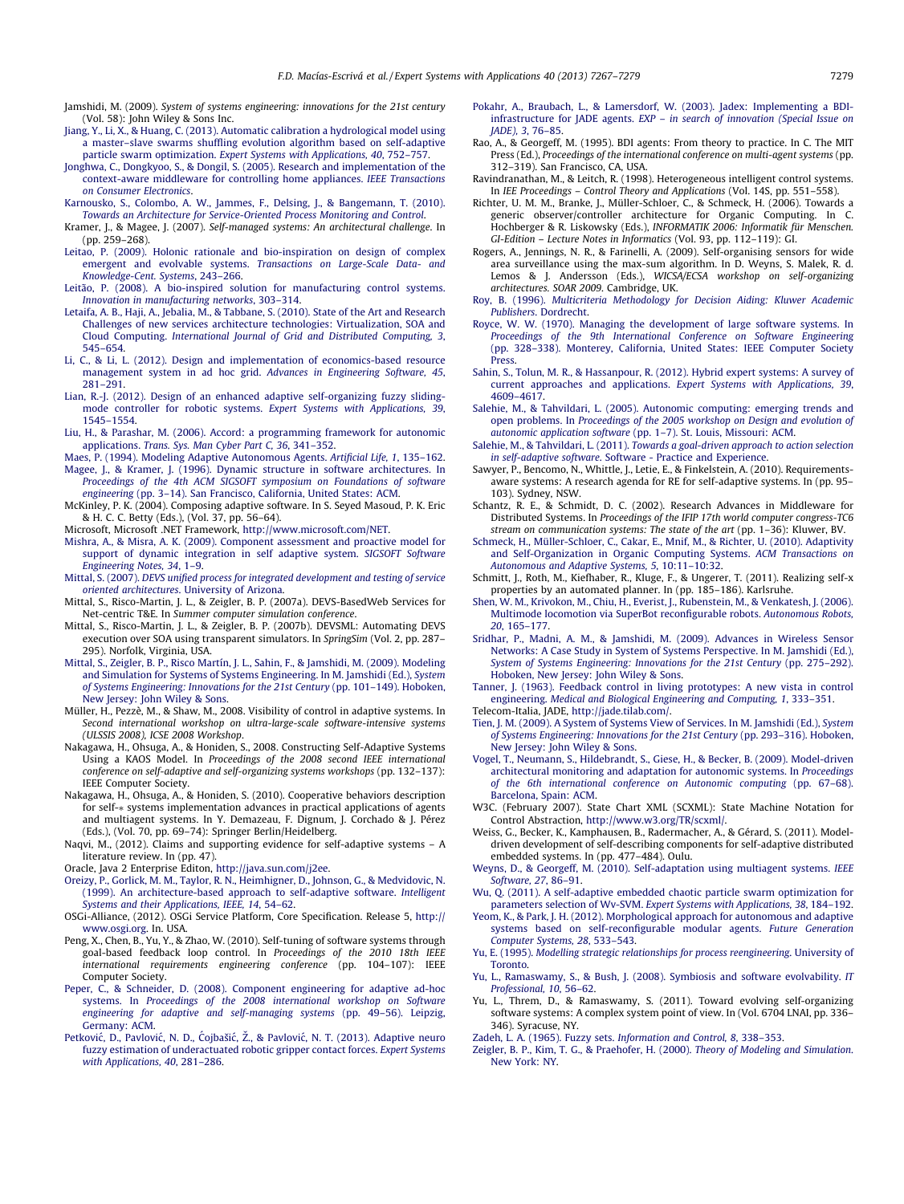Jamshidi, M. (2009). *System of systems engineering: innovations for the 21st century* (Vol. 58): John Wiley & Sons Inc.

Jiang, Y., Li, X., & Huang, C. (2013). Automatic calibration a hydrological model using a master–slave swarms shuffling evolution algorithm based on self-adaptive particle swarm optimization. *Expert Systems with Applications, 40*, 752–757.

Jonghwa, C., Dongkyoo, S., & Dongil, S. (2005). Research and implementation of the context-aware middleware for controlling home appliances. *IEEE Transactions on Consumer Electronics*.

Karnouskos, S., Colombo, A. W., Jammes, F., Delsing, J., & Bangemann, T. (2010). *Towards an Architecture for Service-Oriented Process Monitoring and Control*.

Kramer, J., & Magee, J. (2007). *Self-managed systems: An architectural challenge*. In (pp. 259–268).

Leitao, P. (2009). Holonic rationale and bio-inspiration on design of complex emergent and evolvable systems. *Transactions on Large-Scale Data- and Knowledge-Cent. Systems*, 243–266.

Leitão, P. (2008). A bio-inspired solution for manufacturing control systems. *Innovation in manufacturing networks*, 303–314.

Letaifa, A. B., Haji, A., Jebalia, M., & Tabbane, S. (2010). State of the Art and Research Challenges of new services architecture technologies: Virtualization, SOA and Cloud Computing. *International Journal of Grid and Distributed Computing, 3*, 545–654.

Li, C., & Li, L. (2012). Design and implementation of economics-based resource management system in ad hoc grid. *Advances in Engineering Software, 45*, 281–291.

Lian, R.-J. (2012). Design of an enhanced adaptive self-organizing fuzzy sliding-mode controller for robotic systems. *Expert Systems with Applications, 39*, 1545–1554.

Liu, H., & Parashar, M. (2006). Accord: a programming framework for autonomic applications. *Trans. Sys. Man Cyber Part C, 36*, 341–352.

Maes, P. (1994). Modeling Adaptive Autonomous Agents. *Artificial Life, 1*, 135–162.

Magee, J., & Kramer, J. (1996). Dynamic structure in software architectures. In *Proceedings of the 4th ACM SIGSOFT symposium on Foundations of software engineering* (pp. 3–14). San Francisco, California, United States: ACM.

McKinley, P. K. (2004). Composing adaptive software. In S. Seyed Masoud, P. K. Eric & H. C. C. Betty (Eds.), (Vol. 37, pp. 56–64).

Microsoft, Microsoft .NET Framework, http://www.microsoft.com/NET.

Mishra, A., & Misra, A. K. (2009). Component assessment and proactive model for support of dynamic integration in self adaptive system. *SIGSOFT Software Engineering Notes, 34*, 1–9.

Mittal, S. (2007). *DEVS unified process for integrated development and testing of service oriented architectures*. University of Arizona.

Mittal, S., Risco-Martin, J. L., & Zeigler, B. P. (2007a). DEVS-BasedWeb Services for Net-centric T&E. In *Summer computer simulation conference*.

Mittal, S., Risco-Martin, J. L., & Zeigler, B. P. (2007b). DEVSML: Automating DEVS execution over SOA using transparent simulators. In *SpringSim* (Vol. 2, pp. 287–295). Norfolk, Virginia, USA.

Mittal, S., Zeigler, B. P., Risco Martín, J. L., Sahin, F., & Jamshidi, M. (2009). Modeling and Simulation for Systems of Systems Engineering. In M. Jamshidi (Ed.), *System of Systems Engineering: Innovations for the 21st Century* (pp. 101–149). Hoboken, New Jersey: John Wiley & Sons.

Müller, H., Pezzè, M., & Shaw, M., 2008. Visibility of control in adaptive systems. In *Second international workshop on ultra-large-scale software-intensive systems (ULSSIS 2008), ICSE 2008 Workshop*.

Nakagawa, H., Ohsuga, A., & Honiden, S., 2008. Constructing Self-Adaptive Systems Using a KAOS Model. In *Proceedings of the 2008 second IEEE international conference on self-adaptive and self-organizing systems workshops* (pp. 132–137): IEEE Computer Society.

Nakagawa, H., Ohsuga, A., & Honiden, S. (2010). Cooperative behaviors description for self-* systems implementation advances in practical applications of agents and multiagent systems. In Y. Demazeau, F. Dignum, J. Corchado & J. Pérez (Eds.), (Vol. 70, pp. 69–74): Springer Berlin/Heidelberg.

Naqvi, M., (2012). Claims and supporting evidence for self-adaptive systems – A literature review. In (pp. 47).

Oracle, Java 2 Enterprise Editon, http://java.sun.com/j2ee.

Oreizy, P., Gorlick, M. M., Taylor, R. N., Heimhigner, D., Johnson, G., & Medvidovic, N. (1999). An architecture-based approach to self-adaptive software. *Intelligent Systems and their Applications, IEEE, 14*, 54–62.

OSGi-Alliance, (2012). OSGi Service Platform, Core Specification. Release 5, http://www.osgi.org. In. USA.

Peng, X., Chen, B., Yu, Y., & Zhao, W. (2010). Self-tuning of software systems through goal-based feedback loop control. In *Proceedings of the 2010 18th IEEE international requirements engineering conference* (pp. 104–107): IEEE Computer Society.

Peper, C., & Schneider, D. (2008). Component engineering for adaptive ad-hoc systems. In *Proceedings of the 2008 international workshop on Software engineering for adaptive and self-managing systems* (pp. 49–56). Leipzig, Germany: ACM.

Petković, D., Pavlović, N. D., Ćojbašić, Ž., & Pavlović, N. T. (2013). Adaptive neuro fuzzy estimation of underactuated robotic gripper contact forces. *Expert Systems with Applications, 40*, 281–286.

Pokahr, A., Braubach, L., & Lamersdorf, W. (2003). Jadex: Implementing a BDI-infrastructure for JADE agents. *EXP – in search of innovation (Special Issue on JADE), 3*, 76–85.

Rao, A., & Georgeff, M. (1995). BDI agents: From theory to practice. In C. The MIT Press (Ed.), *Proceedings of the international conference on multi-agent systems* (pp. 312–319). San Francisco, CA, USA.

Ravindranathan, M., & Leitch, R. (1998). Heterogeneous intelligent control systems. In *IEE Proceedings – Control Theory and Applications* (Vol. 14S, pp. 551–558).

Richter, U. M. M., Branke, J., Müller-Schloer, C., & Schmeck, H. (2006). Towards a generic observer/controller architecture for Organic Computing. In C. Hochberger & R. Liskowsky (Eds.), *INFORMATIK 2006: Informatik für Menschen. GI-Edition – Lecture Notes in Informatics* (Vol. 93, pp. 112–119): GI.

Rogers, A., Jennings, N. R., & Farinelli, A. (2009). Self-organising sensors for wide area surveillance using the max-sum algorithm. In D. Weyns, S. Malek, R. d. Lemos & J. Andersson (Eds.), *WICSA/ECSA workshop on self-organizing architectures. SOAR 2009*. Cambridge, UK.

Roy, B. (1996). *Multicriteria Methodology for Decision Aiding: Kluwer Academic Publishers*. Dordrecht.

Royce, W. W. (1970). Managing the development of large software systems. In *Proceedings of the 9th International Conference on Software Engineering* (pp. 328–338). Monterey, California, United States: IEEE Computer Society Press.

Sahin, S., Tolun, M. R., & Hassanpour, R. (2012). Hybrid expert systems: A survey of current approaches and applications. *Expert Systems with Applications, 39*, 4609–4617.

Salehie, M., & Tahvildari, L. (2005). Autonomic computing: emerging trends and open problems. In *Proceedings of the 2005 workshop on Design and evolution of autonomic application software* (pp. 1–7). St. Louis, Missouri: ACM.

Salehie, M., & Tahvildari, L. (2011). *Towards a goal-driven approach to action selection in self-adaptive software*. Software - Practice and Experience.

Sawyer, P., Bencomo, N., Whittle, J., Letie, E., & Finkelstein, A. (2010). Requirements-aware systems: A research agenda for RE for self-adaptive systems. In (pp. 95–103). Sydney, NSW.

Schantz, R. E., & Schmidt, D. C. (2002). Research Advances in Middleware for Distributed Systems. In *Proceedings of the IFIP 17th world computer congress-TC6 stream on communication systems: The state of the art* (pp. 1–36): Kluwer, BV.

Schmeck, H., Müller-Schloer, C., Cakar, E., Mnif, M., & Richter, U. (2010). Adaptivity and Self-Organization in Organic Computing Systems. *ACM Transactions on Autonomous and Adaptive Systems, 5*, 10:11–10:32.

Schmitt, J., Roth, M., Kiefhaber, R., Kluge, F., & Ungerer, T. (2011). Realizing self-x properties by an automated planner. In (pp. 185–186). Karlsruhe.

Shen, W. M., Krivokon, M., Chiu, H., Everist, J., Rubenstein, M., & Venkatesh, J. (2006). Multimode locomotion via SuperBot reconfigurable robots. *Autonomous Robots, 20*, 165–177.

Sridhar, P., Madni, A. M., & Jamshidi, M. (2009). Advances in Wireless Sensor Networks: A Case Study in System of Systems Perspective. In M. Jamshidi (Ed.), *System of Systems Engineering: Innovations for the 21st Century* (pp. 275–292). Hoboken, New Jersey: John Wiley & Sons.

Tanner, J. (1963). Feedback control in living prototypes: A new vista in control engineering. *Medical and Biological Engineering and Computing, 1*, 333–351.

Telecom-Italia, JADE, http://jade.tilab.com/.

Tien, J. M. (2009). A System of Systems View of Services. In M. Jamshidi (Ed.), *System of Systems Engineering: Innovations for the 21st Century* (pp. 293–316). Hoboken, New Jersey: John Wiley & Sons.

Vogel, T., Neumann, S., Hildebrandt, S., Giese, H., & Becker, B. (2009). Model-driven architectural monitoring and adaptation for autonomic systems. In *Proceedings of the 6th international conference on Autonomic computing* (pp. 67–68). Barcelona, Spain: ACM.

W3C. (February 2007). State Chart XML (SCXML): State Machine Notation for Control Abstraction, http://www.w3.org/TR/scxml/.

Weiss, G., Becker, K., Kamphausen, B., Radermacher, A., & Gérard, S. (2011). Model-driven development of self-describing components for self-adaptive distributed embedded systems. In (pp. 477–484). Oulu.

Weyns, D., & Georgeff, M. (2010). Self-adaptation using multiagent systems. *IEEE Software, 27*, 86–91.

Wu, Q. (2011). A self-adaptive embedded chaotic particle swarm optimization for parameters selection of Wv-SVM. *Expert Systems with Applications, 38*, 184–192.

Yeom, K., & Park, J. H. (2012). Morphological approach for autonomous and adaptive systems based on self-reconfigurable modular agents. *Future Generation Computer Systems, 28*, 533–543.

Yu, E. (1995). *Modelling strategic relationships for process reengineering*. University of Toronto.

Yu, L., Ramaswamy, S., & Bush, J. (2008). Symbiosis and software evolvability. *IT Professional, 10*, 56–62.

Yu, L., Threm, D., & Ramaswamy, S. (2011). Toward evolving self-organizing software systems: A complex system point of view. In (Vol. 6704 LNAI, pp. 336–346). Syracuse, NY.

Zadeh, L. A. (1965). Fuzzy sets. *Information and Control, 8*, 338–353.

Zeigler, B. P., Kim, T. G., & Praehofer, H. (2000). *Theory of Modeling and Simulation*. New York: NY.